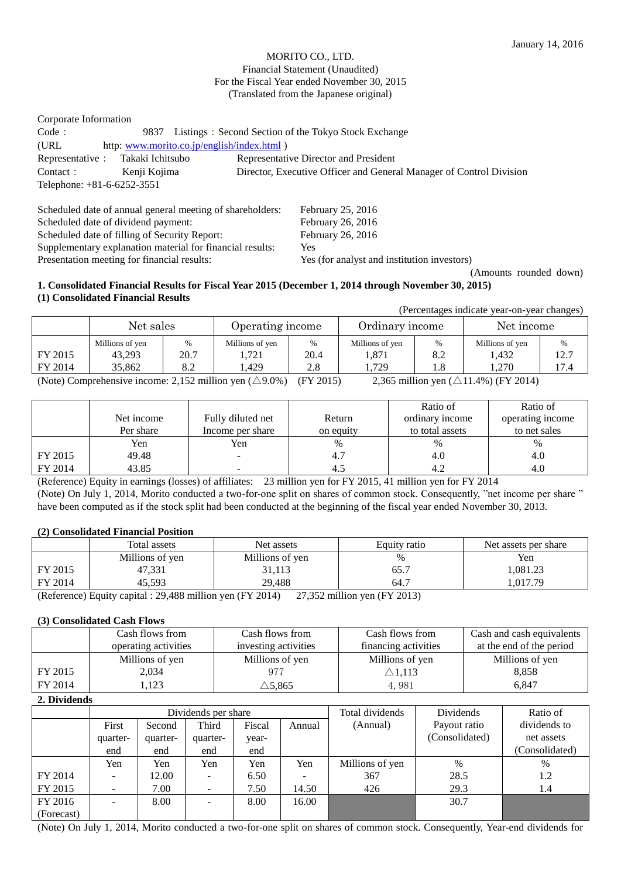January 14, 2016

MORITO CO., LTD.
Financial Statement (Unaudited)
For the Fiscal Year ended November 30, 2015
(Translated from the Japanese original)

Corporate Information

Code： 9837 Listings：Second Section of the Tokyo Stock Exchange

(URL http: www.morito.co.jp/english/index.html )

Representative： Takaki Ichitsubo Representative Director and President

Contact： Kenji Kojima Director, Executive Officer and General Manager of Control Division

Telephone: +81-6-6252-3551

Scheduled date of annual general meeting of shareholders: February 25, 2016
Scheduled date of dividend payment: February 26, 2016
Scheduled date of filling of Security Report: February 26, 2016
Supplementary explanation material for financial results: Yes
Presentation meeting for financial results: Yes (for analyst and institution investors)

(Amounts rounded down)

## 1. Consolidated Financial Results for Fiscal Year 2015 (December 1, 2014 through November 30, 2015)

### (1) Consolidated Financial Results

(Percentages indicate year-on-year changes)

| | Net sales | | Operating income | | Ordinary income | | Net income | |
|---|---|---|---|---|---|---|---|---|
| | Millions of yen | % | Millions of yen | % | Millions of yen | % | Millions of yen | % |
| FY 2015 | 43,293 | 20.7 | 1,721 | 20.4 | 1,871 | 8.2 | 1,432 | 12.7 |
| FY 2014 | 35,862 | 8.2 | 1,429 | 2.8 | 1,729 | 1.8 | 1,270 | 17.4 |

(Note) Comprehensive income: 2,152 million yen (△9.0%) (FY 2015) 2,365 million yen (△11.4%) (FY 2014)

| | Net income Per share | Fully diluted net Income per share | Return on equity | Ratio of ordinary income to total assets | Ratio of operating income to net sales |
|---|---|---|---|---|---|
| | Yen | Yen | % | % | % |
| FY 2015 | 49.48 | - | 4.7 | 4.0 | 4.0 |
| FY 2014 | 43.85 | - | 4.5 | 4.2 | 4.0 |

(Reference) Equity in earnings (losses) of affiliates: 23 million yen for FY 2015, 41 million yen for FY 2014

(Note) On July 1, 2014, Morito conducted a two-for-one split on shares of common stock. Consequently, "net income per share " have been computed as if the stock split had been conducted at the beginning of the fiscal year ended November 30, 2013.

### (2) Consolidated Financial Position

| | Total assets | Net assets | Equity ratio | Net assets per share |
|---|---|---|---|---|
| | Millions of yen | Millions of yen | % | Yen |
| FY 2015 | 47,331 | 31,113 | 65.7 | 1,081.23 |
| FY 2014 | 45,593 | 29,488 | 64.7 | 1,017.79 |

(Reference) Equity capital : 29,488 million yen (FY 2014) 27,352 million yen (FY 2013)

### (3) Consolidated Cash Flows

| | Cash flows from operating activities | Cash flows from investing activities | Cash flows from financing activities | Cash and cash equivalents at the end of the period |
|---|---|---|---|---|
| | Millions of yen | Millions of yen | Millions of yen | Millions of yen |
| FY 2015 | 2,034 | 977 | △1,113 | 8,858 |
| FY 2014 | 1,123 | △5,865 | 4, 981 | 6,847 |

## 2. Dividends

| | Dividends per share | | | | | Total dividends (Annual) | Dividends Payout ratio (Consolidated) | Ratio of dividends to net assets (Consolidated) |
|---|---|---|---|---|---|---|---|---|
| | First quarter-end | Second quarter-end | Third quarter-end | Fiscal year-end | Annual | | | |
| | Yen | Yen | Yen | Yen | Yen | Millions of yen | % | % |
| FY 2014 | - | 12.00 | - | 6.50 | - | 367 | 28.5 | 1.2 |
| FY 2015 | - | 7.00 | - | 7.50 | 14.50 | 426 | 29.3 | 1.4 |
| FY 2016 (Forecast) | - | 8.00 | - | 8.00 | 16.00 | | 30.7 | |

(Note) On July 1, 2014, Morito conducted a two-for-one split on shares of common stock. Consequently, Year-end dividends for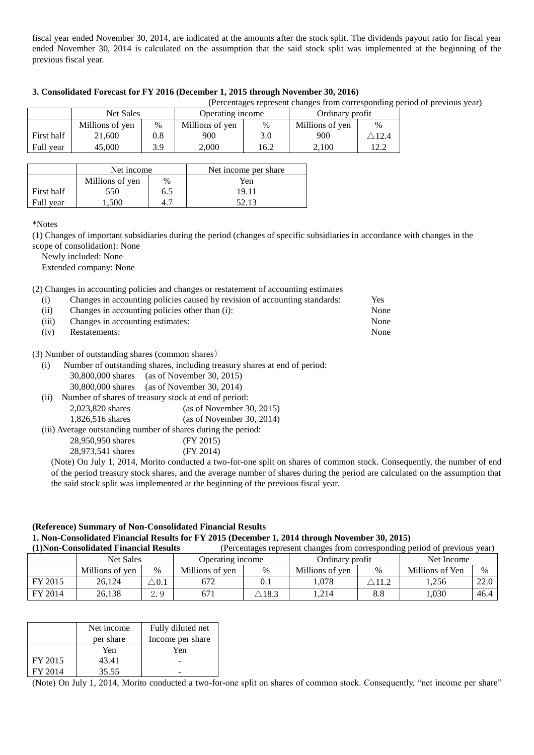fiscal year ended November 30, 2014, are indicated at the amounts after the stock split. The dividends payout ratio for fiscal year ended November 30, 2014 is calculated on the assumption that the said stock split was implemented at the beginning of the previous fiscal year.

**3. Consolidated Forecast for FY 2016 (December 1, 2015 through November 30, 2016)**

(Percentages represent changes from corresponding period of previous year)

| | Net Sales | | Operating income | | Ordinary profit | |
|---|---|---|---|---|---|---|
| | Millions of yen | % | Millions of yen | % | Millions of yen | % |
| First half | 21,600 | 0.8 | 900 | 3.0 | 900 | △12.4 |
| Full year | 45,000 | 3.9 | 2,000 | 16.2 | 2,100 | 12.2 |

| | Net income | | Net income per share |
|---|---|---|---|
| | Millions of yen | % | Yen |
| First half | 550 | 6.5 | 19.11 |
| Full year | 1,500 | 4.7 | 52.13 |

*Notes

(1) Changes of important subsidiaries during the period (changes of specific subsidiaries in accordance with changes in the scope of consolidation): None

Newly included: None

Extended company: None

(2) Changes in accounting policies and changes or restatement of accounting estimates

(i) Changes in accounting policies caused by revision of accounting standards: Yes

(ii) Changes in accounting policies other than (i): None

(iii) Changes in accounting estimates: None

(iv) Restatements: None

(3) Number of outstanding shares (common shares）

(i) Number of outstanding shares, including treasury shares at end of period:

30,800,000 shares (as of November 30, 2015)

30,800,000 shares (as of November 30, 2014)

(ii) Number of shares of treasury stock at end of period:

2,023,820 shares (as of November 30, 2015)

1,826,516 shares (as of November 30, 2014)

(iii) Average outstanding number of shares during the period:

28,950,950 shares (FY 2015)

28,973,541 shares (FY 2014)

(Note) On July 1, 2014, Morito conducted a two-for-one split on shares of common stock. Consequently, the number of end of the period treasury stock shares, and the average number of shares during the period are calculated on the assumption that the said stock split was implemented at the beginning of the previous fiscal year.

**(Reference) Summary of Non-Consolidated Financial Results**

**1. Non-Consolidated Financial Results for FY 2015 (December 1, 2014 through November 30, 2015)**

**(1)Non-Consolidated Financial Results** (Percentages represent changes from corresponding period of previous year)

| | Net Sales | | Operating income | | Ordinary profit | | Net Income | |
|---|---|---|---|---|---|---|---|---|
| | Millions of yen | % | Millions of yen | % | Millions of yen | % | Millions of Yen | % |
| FY 2015 | 26,124 | △0.1 | 672 | 0.1 | 1,078 | △11.2 | 1,256 | 22.0 |
| FY 2014 | 26,138 | 2.9 | 671 | △18.3 | 1,214 | 8.8 | 1,030 | 46.4 |

| | Net income per share | Fully diluted net Income per share |
|---|---|---|
| | Yen | Yen |
| FY 2015 | 43.41 | - |
| FY 2014 | 35.55 | - |

(Note) On July 1, 2014, Morito conducted a two-for-one split on shares of common stock. Consequently, "net income per share"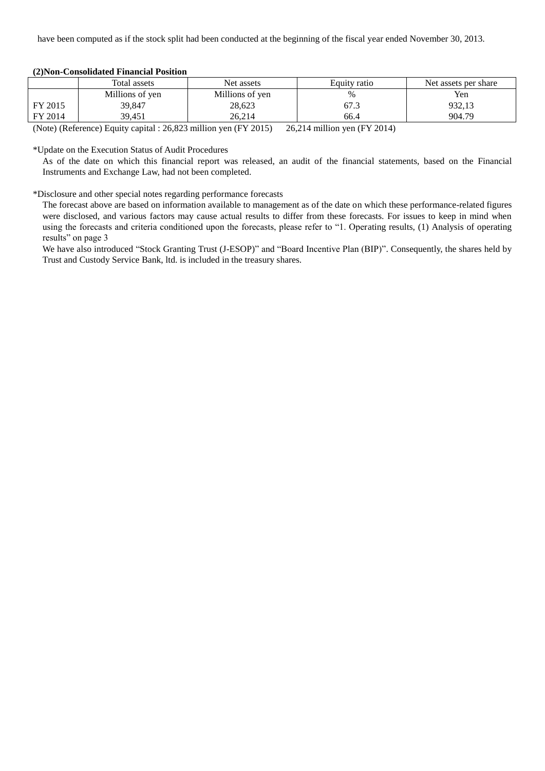have been computed as if the stock split had been conducted at the beginning of the fiscal year ended November 30, 2013.

**(2)Non-Consolidated Financial Position**

| | Total assets | Net assets | Equity ratio | Net assets per share |
|---|---|---|---|---|
| | Millions of yen | Millions of yen | % | Yen |
| FY 2015 | 39,847 | 28,623 | 67.3 | 932,13 |
| FY 2014 | 39,451 | 26,214 | 66.4 | 904.79 |

(Note) (Reference) Equity capital : 26,823 million yen (FY 2015)    26,214 million yen (FY 2014)

*Update on the Execution Status of Audit Procedures

As of the date on which this financial report was released, an audit of the financial statements, based on the Financial Instruments and Exchange Law, had not been completed.

*Disclosure and other special notes regarding performance forecasts

The forecast above are based on information available to management as of the date on which these performance-related figures were disclosed, and various factors may cause actual results to differ from these forecasts. For issues to keep in mind when using the forecasts and criteria conditioned upon the forecasts, please refer to "1. Operating results, (1) Analysis of operating results" on page 3

We have also introduced "Stock Granting Trust (J-ESOP)" and "Board Incentive Plan (BIP)". Consequently, the shares held by Trust and Custody Service Bank, ltd. is included in the treasury shares.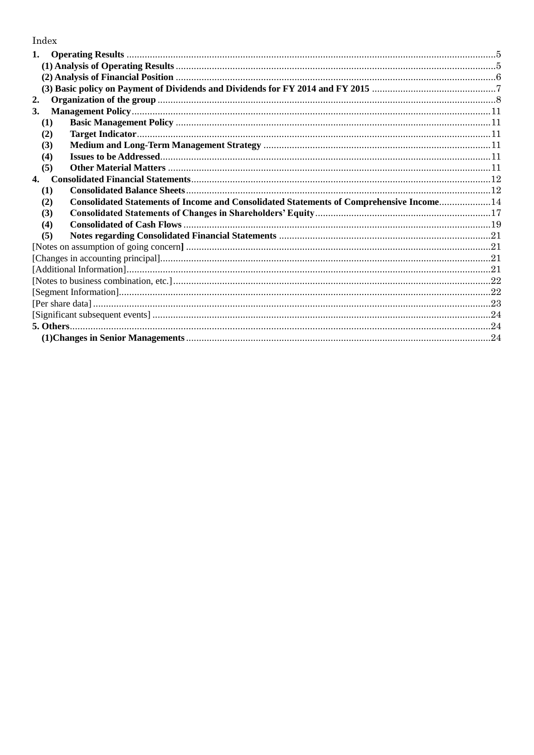Index

**1. Operating Results** .....5

**(1) Analysis of Operating Results** .....5

**(2) Analysis of Financial Position** .....6

**(3) Basic policy on Payment of Dividends and Dividends for FY 2014 and FY 2015** .....7

**2. Organization of the group** .....8

**3. Management Policy** .....11

**(1) Basic Management Policy** .....11

**(2) Target Indicator** .....11

**(3) Medium and Long-Term Management Strategy** .....11

**(4) Issues to be Addressed** .....11

**(5) Other Material Matters** .....11

**4. Consolidated Financial Statements** .....12

**(1) Consolidated Balance Sheets** .....12

**(2) Consolidated Statements of Income and Consolidated Statements of Comprehensive Income** .....14

**(3) Consolidated Statements of Changes in Shareholders' Equity** .....17

**(4) Consolidated of Cash Flows** .....19

**(5) Notes regarding Consolidated Financial Statements** .....21

[Notes on assumption of going concern**]** .....21

[Changes in accounting principal] .....21

[Additional Information] .....21

[Notes to business combination, etc.] .....22

[Segment Information] .....22

[Per share data] .....23

[Significant subsequent events] .....24

**5. Others** .....24

**(1)Changes in Senior Managements** .....24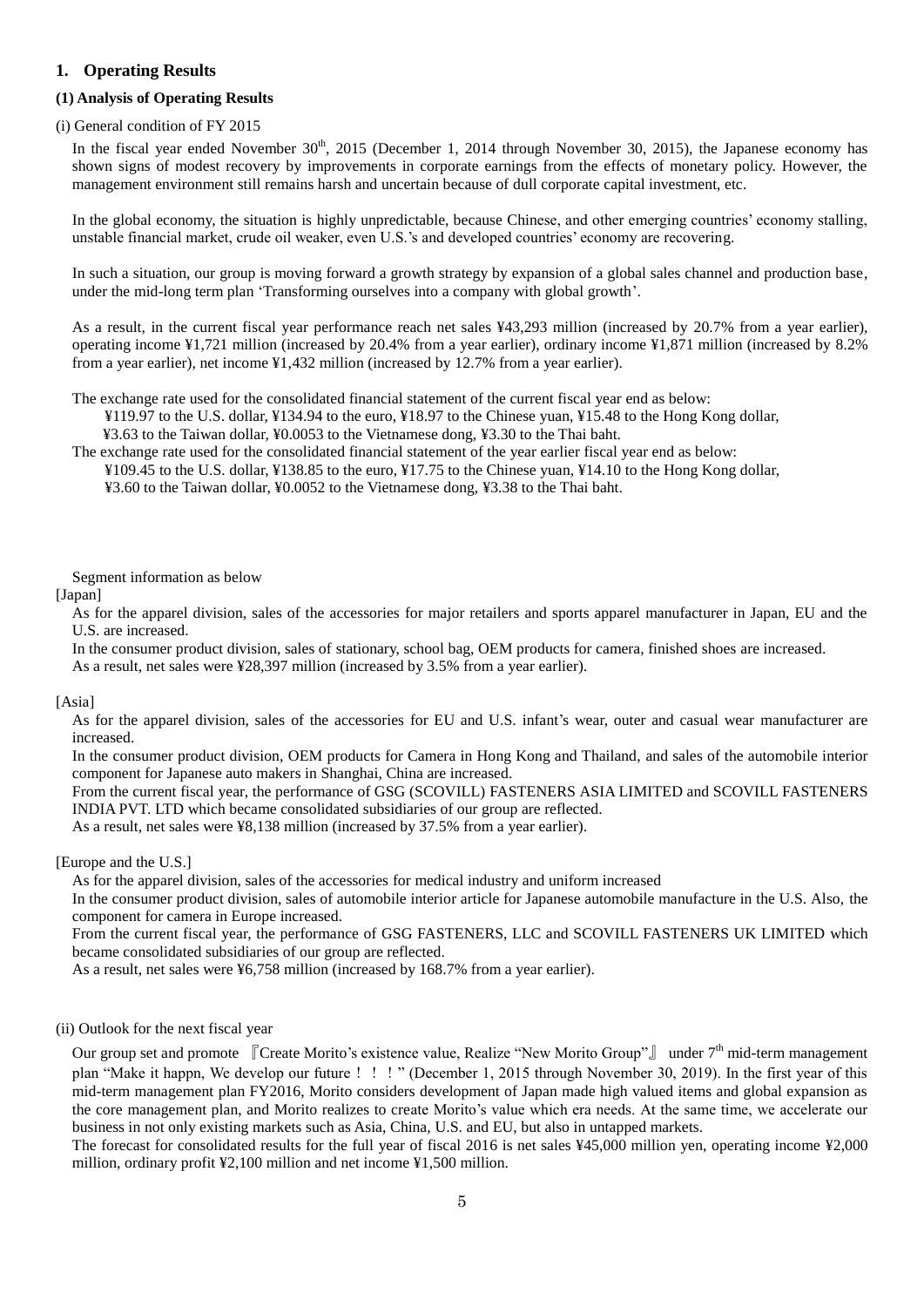## 1. Operating Results

### (1) Analysis of Operating Results

(i) General condition of FY 2015

In the fiscal year ended November 30th, 2015 (December 1, 2014 through November 30, 2015), the Japanese economy has shown signs of modest recovery by improvements in corporate earnings from the effects of monetary policy. However, the management environment still remains harsh and uncertain because of dull corporate capital investment, etc.

In the global economy, the situation is highly unpredictable, because Chinese, and other emerging countries' economy stalling, unstable financial market, crude oil weaker, even U.S.'s and developed countries' economy are recovering.

In such a situation, our group is moving forward a growth strategy by expansion of a global sales channel and production base, under the mid-long term plan 'Transforming ourselves into a company with global growth'.

As a result, in the current fiscal year performance reach net sales ¥43,293 million (increased by 20.7% from a year earlier), operating income ¥1,721 million (increased by 20.4% from a year earlier), ordinary income ¥1,871 million (increased by 8.2% from a year earlier), net income ¥1,432 million (increased by 12.7% from a year earlier).

The exchange rate used for the consolidated financial statement of the current fiscal year end as below:
¥119.97 to the U.S. dollar, ¥134.94 to the euro, ¥18.97 to the Chinese yuan, ¥15.48 to the Hong Kong dollar,
¥3.63 to the Taiwan dollar, ¥0.0053 to the Vietnamese dong, ¥3.30 to the Thai baht.
The exchange rate used for the consolidated financial statement of the year earlier fiscal year end as below:
¥109.45 to the U.S. dollar, ¥138.85 to the euro, ¥17.75 to the Chinese yuan, ¥14.10 to the Hong Kong dollar,
¥3.60 to the Taiwan dollar, ¥0.0052 to the Vietnamese dong, ¥3.38 to the Thai baht.

Segment information as below

[Japan]

As for the apparel division, sales of the accessories for major retailers and sports apparel manufacturer in Japan, EU and the U.S. are increased.
In the consumer product division, sales of stationary, school bag, OEM products for camera, finished shoes are increased.
As a result, net sales were ¥28,397 million (increased by 3.5% from a year earlier).

[Asia]

As for the apparel division, sales of the accessories for EU and U.S. infant's wear, outer and casual wear manufacturer are increased.
In the consumer product division, OEM products for Camera in Hong Kong and Thailand, and sales of the automobile interior component for Japanese auto makers in Shanghai, China are increased.
From the current fiscal year, the performance of GSG (SCOVILL) FASTENERS ASIA LIMITED and SCOVILL FASTENERS INDIA PVT. LTD which became consolidated subsidiaries of our group are reflected.
As a result, net sales were ¥8,138 million (increased by 37.5% from a year earlier).

[Europe and the U.S.]

As for the apparel division, sales of the accessories for medical industry and uniform increased
In the consumer product division, sales of automobile interior article for Japanese automobile manufacture in the U.S. Also, the component for camera in Europe increased.
From the current fiscal year, the performance of GSG FASTENERS, LLC and SCOVILL FASTENERS UK LIMITED which became consolidated subsidiaries of our group are reflected.
As a result, net sales were ¥6,758 million (increased by 168.7% from a year earlier).

(ii) Outlook for the next fiscal year

Our group set and promote 『Create Morito's existence value, Realize "New Morito Group"』 under 7th mid-term management plan "Make it happn, We develop our future！！！" (December 1, 2015 through November 30, 2019). In the first year of this mid-term management plan FY2016, Morito considers development of Japan made high valued items and global expansion as the core management plan, and Morito realizes to create Morito's value which era needs. At the same time, we accelerate our business in not only existing markets such as Asia, China, U.S. and EU, but also in untapped markets.
The forecast for consolidated results for the full year of fiscal 2016 is net sales ¥45,000 million yen, operating income ¥2,000 million, ordinary profit ¥2,100 million and net income ¥1,500 million.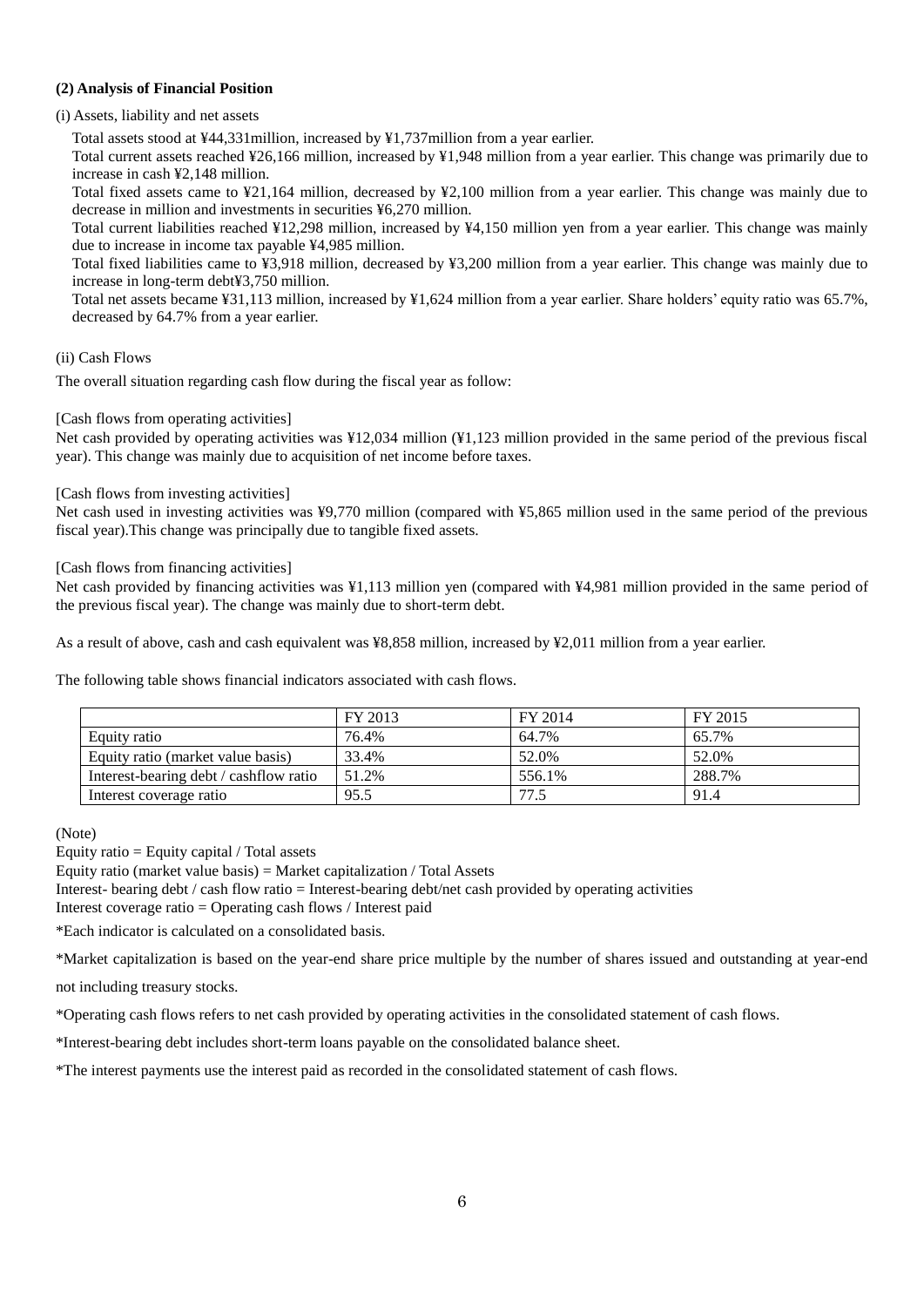**(2) Analysis of Financial Position**

(i) Assets, liability and net assets

Total assets stood at ¥44,331million, increased by ¥1,737million from a year earlier.

Total current assets reached ¥26,166 million, increased by ¥1,948 million from a year earlier. This change was primarily due to increase in cash ¥2,148 million.

Total fixed assets came to ¥21,164 million, decreased by ¥2,100 million from a year earlier. This change was mainly due to decrease in million and investments in securities ¥6,270 million.

Total current liabilities reached ¥12,298 million, increased by ¥4,150 million yen from a year earlier. This change was mainly due to increase in income tax payable ¥4,985 million.

Total fixed liabilities came to ¥3,918 million, decreased by ¥3,200 million from a year earlier. This change was mainly due to increase in long-term debt¥3,750 million.

Total net assets became ¥31,113 million, increased by ¥1,624 million from a year earlier. Share holders' equity ratio was 65.7%, decreased by 64.7% from a year earlier.

(ii) Cash Flows

The overall situation regarding cash flow during the fiscal year as follow:

[Cash flows from operating activities]

Net cash provided by operating activities was ¥12,034 million (¥1,123 million provided in the same period of the previous fiscal year). This change was mainly due to acquisition of net income before taxes.

[Cash flows from investing activities]

Net cash used in investing activities was ¥9,770 million (compared with ¥5,865 million used in the same period of the previous fiscal year).This change was principally due to tangible fixed assets.

[Cash flows from financing activities]

Net cash provided by financing activities was ¥1,113 million yen (compared with ¥4,981 million provided in the same period of the previous fiscal year). The change was mainly due to short-term debt.

As a result of above, cash and cash equivalent was ¥8,858 million, increased by ¥2,011 million from a year earlier.

The following table shows financial indicators associated with cash flows.

| | FY 2013 | FY 2014 | FY 2015 |
|---|---|---|---|
| Equity ratio | 76.4% | 64.7% | 65.7% |
| Equity ratio (market value basis) | 33.4% | 52.0% | 52.0% |
| Interest-bearing debt / cashflow ratio | 51.2% | 556.1% | 288.7% |
| Interest coverage ratio | 95.5 | 77.5 | 91.4 |

(Note)

Equity ratio = Equity capital / Total assets

Equity ratio (market value basis) = Market capitalization / Total Assets

Interest- bearing debt / cash flow ratio = Interest-bearing debt/net cash provided by operating activities

Interest coverage ratio = Operating cash flows / Interest paid

*Each indicator is calculated on a consolidated basis.

*Market capitalization is based on the year-end share price multiple by the number of shares issued and outstanding at year-end not including treasury stocks.

*Operating cash flows refers to net cash provided by operating activities in the consolidated statement of cash flows.

*Interest-bearing debt includes short-term loans payable on the consolidated balance sheet.

*The interest payments use the interest paid as recorded in the consolidated statement of cash flows.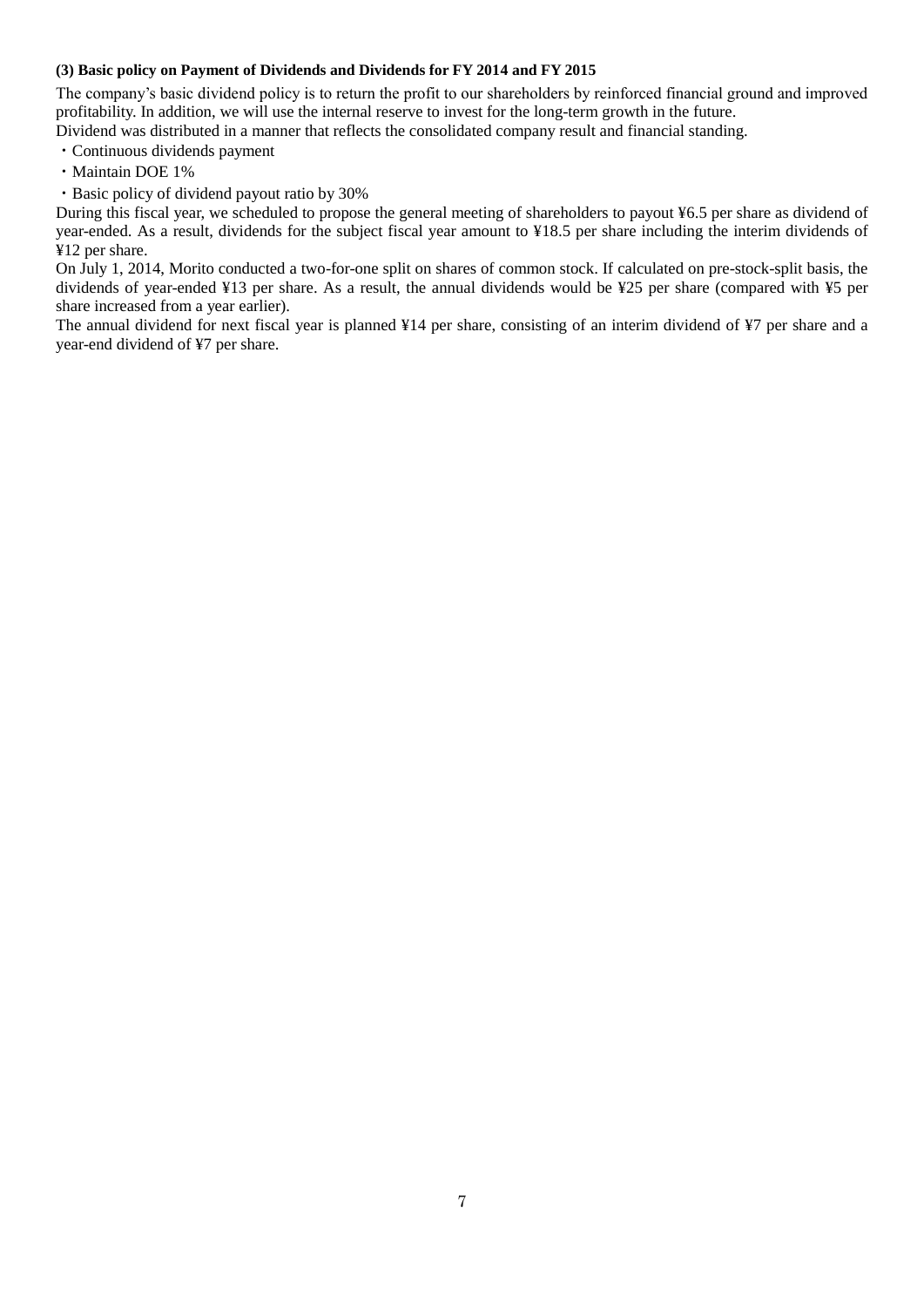### (3) Basic policy on Payment of Dividends and Dividends for FY 2014 and FY 2015

The company's basic dividend policy is to return the profit to our shareholders by reinforced financial ground and improved profitability. In addition, we will use the internal reserve to invest for the long-term growth in the future.

Dividend was distributed in a manner that reflects the consolidated company result and financial standing.

- Continuous dividends payment
- Maintain DOE 1%
- Basic policy of dividend payout ratio by 30%

During this fiscal year, we scheduled to propose the general meeting of shareholders to payout ¥6.5 per share as dividend of year-ended. As a result, dividends for the subject fiscal year amount to ¥18.5 per share including the interim dividends of ¥12 per share.

On July 1, 2014, Morito conducted a two-for-one split on shares of common stock. If calculated on pre-stock-split basis, the dividends of year-ended ¥13 per share. As a result, the annual dividends would be ¥25 per share (compared with ¥5 per share increased from a year earlier).

The annual dividend for next fiscal year is planned ¥14 per share, consisting of an interim dividend of ¥7 per share and a year-end dividend of ¥7 per share.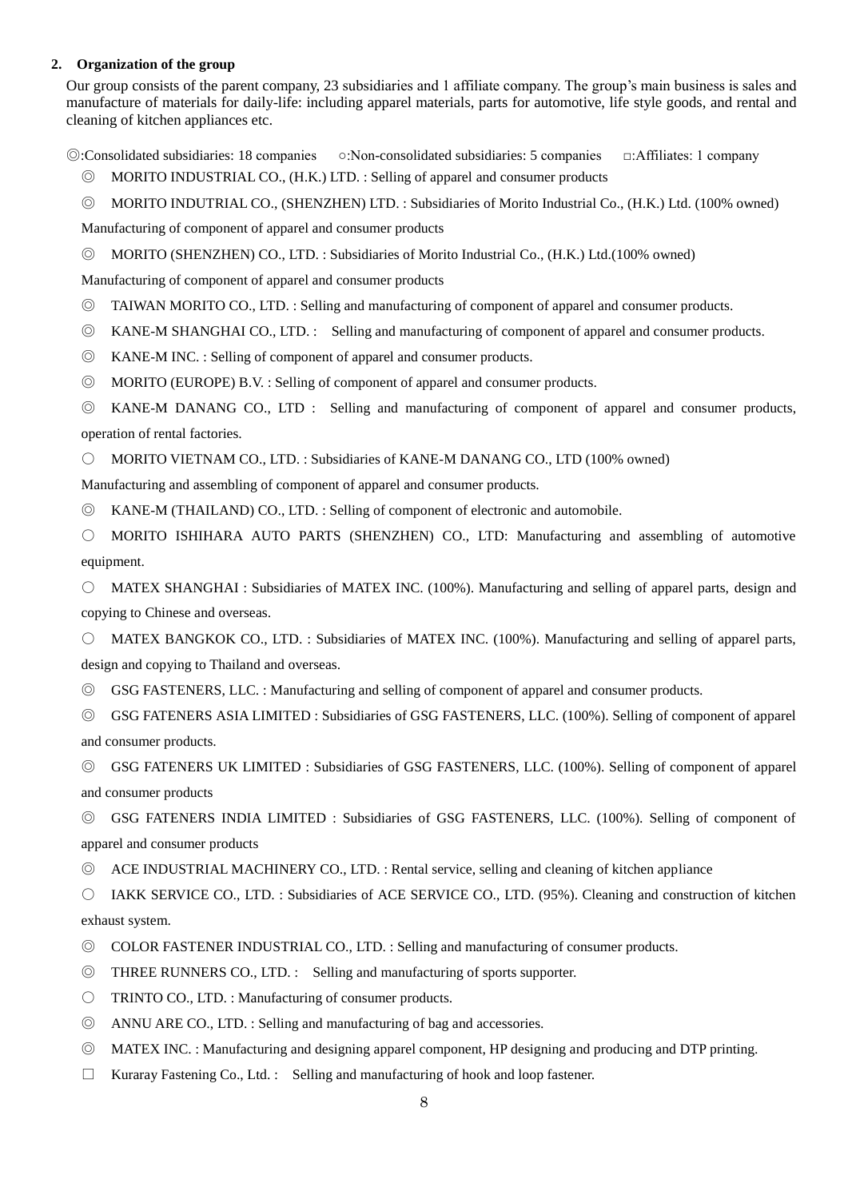## 2. Organization of the group

Our group consists of the parent company, 23 subsidiaries and 1 affiliate company. The group's main business is sales and manufacture of materials for daily-life: including apparel materials, parts for automotive, life style goods, and rental and cleaning of kitchen appliances etc.

◎:Consolidated subsidiaries: 18 companies　○:Non-consolidated subsidiaries: 5 companies　□:Affiliates: 1 company

◎　MORITO INDUSTRIAL CO., (H.K.) LTD. : Selling of apparel and consumer products

◎　MORITO INDUTRIAL CO., (SHENZHEN) LTD. : Subsidiaries of Morito Industrial Co., (H.K.) Ltd. (100% owned) Manufacturing of component of apparel and consumer products

◎　MORITO (SHENZHEN) CO., LTD. : Subsidiaries of Morito Industrial Co., (H.K.) Ltd.(100% owned) Manufacturing of component of apparel and consumer products

◎　TAIWAN MORITO CO., LTD. : Selling and manufacturing of component of apparel and consumer products.

◎　KANE-M SHANGHAI CO., LTD. :　Selling and manufacturing of component of apparel and consumer products.

◎　KANE-M INC. : Selling of component of apparel and consumer products.

◎　MORITO (EUROPE) B.V. : Selling of component of apparel and consumer products.

◎　KANE-M DANANG CO., LTD :　Selling and manufacturing of component of apparel and consumer products, operation of rental factories.

○　MORITO VIETNAM CO., LTD. : Subsidiaries of KANE-M DANANG CO., LTD (100% owned) Manufacturing and assembling of component of apparel and consumer products.

◎　KANE-M (THAILAND) CO., LTD. : Selling of component of electronic and automobile.

○　MORITO ISHIHARA AUTO PARTS (SHENZHEN) CO., LTD: Manufacturing and assembling of automotive equipment.

○　MATEX SHANGHAI : Subsidiaries of MATEX INC. (100%). Manufacturing and selling of apparel parts, design and copying to Chinese and overseas.

○　MATEX BANGKOK CO., LTD. : Subsidiaries of MATEX INC. (100%). Manufacturing and selling of apparel parts, design and copying to Thailand and overseas.

◎　GSG FASTENERS, LLC. : Manufacturing and selling of component of apparel and consumer products.

◎　GSG FATENERS ASIA LIMITED : Subsidiaries of GSG FASTENERS, LLC. (100%). Selling of component of apparel and consumer products.

◎　GSG FATENERS UK LIMITED : Subsidiaries of GSG FASTENERS, LLC. (100%). Selling of component of apparel and consumer products

◎　GSG FATENERS INDIA LIMITED : Subsidiaries of GSG FASTENERS, LLC. (100%). Selling of component of apparel and consumer products

◎　ACE INDUSTRIAL MACHINERY CO., LTD. : Rental service, selling and cleaning of kitchen appliance

○　IAKK SERVICE CO., LTD. : Subsidiaries of ACE SERVICE CO., LTD. (95%). Cleaning and construction of kitchen exhaust system.

◎　COLOR FASTENER INDUSTRIAL CO., LTD. : Selling and manufacturing of consumer products.

◎　THREE RUNNERS CO., LTD. :　Selling and manufacturing of sports supporter.

○　TRINTO CO., LTD. : Manufacturing of consumer products.

◎　ANNU ARE CO., LTD. : Selling and manufacturing of bag and accessories.

◎　MATEX INC. : Manufacturing and designing apparel component, HP designing and producing and DTP printing.

□　Kuraray Fastening Co., Ltd. :　Selling and manufacturing of hook and loop fastener.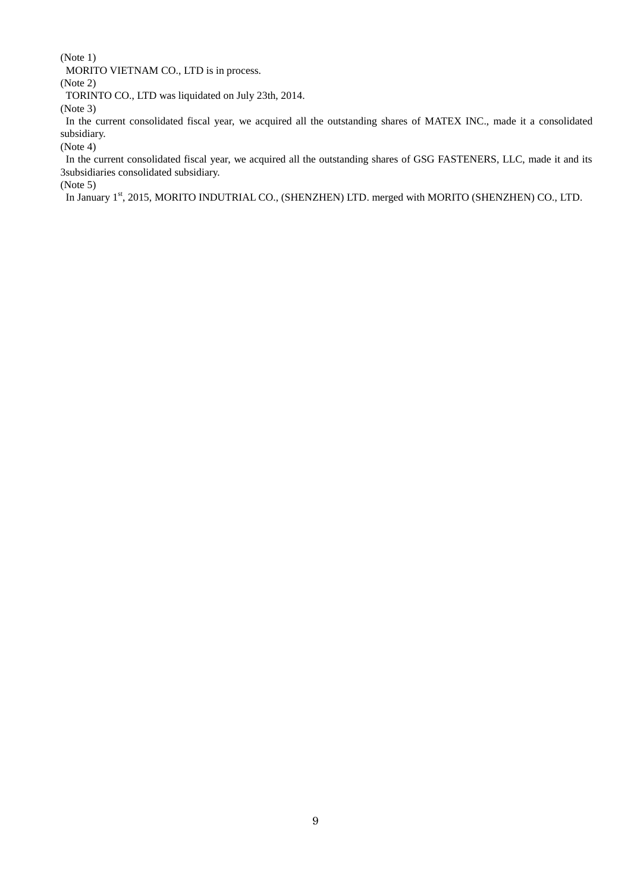(Note 1)

MORITO VIETNAM CO., LTD is in process.

(Note 2)

TORINTO CO., LTD was liquidated on July 23th, 2014.

(Note 3)

In the current consolidated fiscal year, we acquired all the outstanding shares of MATEX INC., made it a consolidated subsidiary.

(Note 4)

In the current consolidated fiscal year, we acquired all the outstanding shares of GSG FASTENERS, LLC, made it and its 3subsidiaries consolidated subsidiary.

(Note 5)

In January 1st, 2015, MORITO INDUTRIAL CO., (SHENZHEN) LTD. merged with MORITO (SHENZHEN) CO., LTD.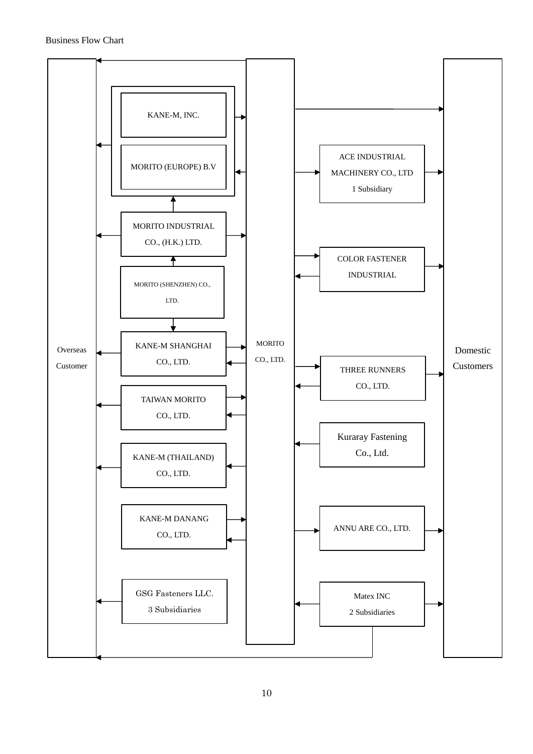Business Flow Chart

Overseas Customer

KANE-M, INC.

MORITO (EUROPE) B.V

MORITO INDUSTRIAL CO., (H.K.) LTD.

MORITO (SHENZHEN) CO., LTD.

KANE-M SHANGHAI CO., LTD.

TAIWAN MORITO CO., LTD.

KANE-M (THAILAND) CO., LTD.

KANE-M DANANG CO., LTD.

GSG Fasteners LLC.
3 Subsidiaries

MORITO CO., LTD.

ACE INDUSTRIAL MACHINERY CO., LTD
1 Subsidiary

COLOR FASTENER INDUSTRIAL

THREE RUNNERS CO., LTD.

Kuraray Fastening Co., Ltd.

ANNU ARE CO., LTD.

Matex INC
2 Subsidiaries

Domestic Customers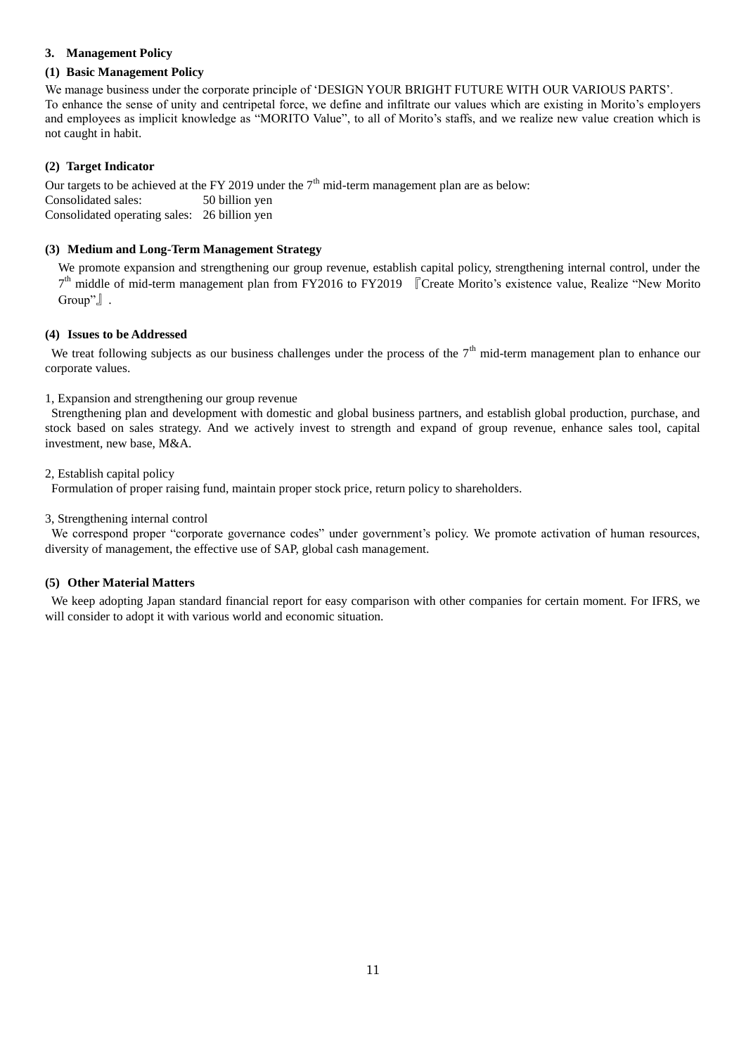## 3. Management Policy

### (1) Basic Management Policy

We manage business under the corporate principle of 'DESIGN YOUR BRIGHT FUTURE WITH OUR VARIOUS PARTS'.
To enhance the sense of unity and centripetal force, we define and infiltrate our values which are existing in Morito's employers and employees as implicit knowledge as "MORITO Value", to all of Morito's staffs, and we realize new value creation which is not caught in habit.

### (2) Target Indicator

Our targets to be achieved at the FY 2019 under the 7th mid-term management plan are as below:
Consolidated sales: 50 billion yen
Consolidated operating sales: 26 billion yen

### (3) Medium and Long-Term Management Strategy

We promote expansion and strengthening our group revenue, establish capital policy, strengthening internal control, under the 7th middle of mid-term management plan from FY2016 to FY2019 『Create Morito's existence value, Realize "New Morito Group"』.

### (4) Issues to be Addressed

We treat following subjects as our business challenges under the process of the 7th mid-term management plan to enhance our corporate values.

1, Expansion and strengthening our group revenue

Strengthening plan and development with domestic and global business partners, and establish global production, purchase, and stock based on sales strategy. And we actively invest to strength and expand of group revenue, enhance sales tool, capital investment, new base, M&A.

2, Establish capital policy

Formulation of proper raising fund, maintain proper stock price, return policy to shareholders.

3, Strengthening internal control

We correspond proper "corporate governance codes" under government's policy. We promote activation of human resources, diversity of management, the effective use of SAP, global cash management.

### (5) Other Material Matters

We keep adopting Japan standard financial report for easy comparison with other companies for certain moment. For IFRS, we will consider to adopt it with various world and economic situation.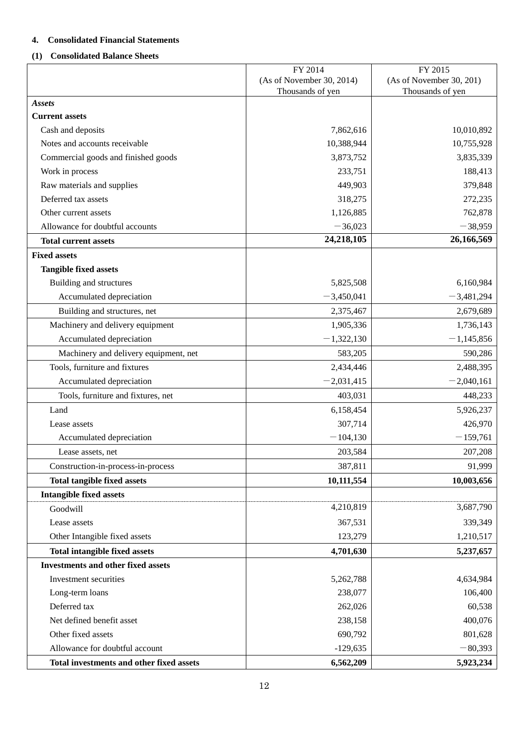#### 4. Consolidated Financial Statements

##### (1) Consolidated Balance Sheets

| | FY 2014<br>(As of November 30, 2014)<br>Thousands of yen | FY 2015<br>(As of November 30, 201)<br>Thousands of yen |
|---|---|---|
| ***Assets*** | | |
| **Current assets** | | |
| Cash and deposits | 7,862,616 | 10,010,892 |
| Notes and accounts receivable | 10,388,944 | 10,755,928 |
| Commercial goods and finished goods | 3,873,752 | 3,835,339 |
| Work in process | 233,751 | 188,413 |
| Raw materials and supplies | 449,903 | 379,848 |
| Deferred tax assets | 318,275 | 272,235 |
| Other current assets | 1,126,885 | 762,878 |
| Allowance for doubtful accounts | −36,023 | −38,959 |
| **Total current assets** | **24,218,105** | **26,166,569** |
| **Fixed assets** | | |
| **Tangible fixed assets** | | |
| Building and structures | 5,825,508 | 6,160,984 |
| Accumulated depreciation | −3,450,041 | −3,481,294 |
| Building and structures, net | 2,375,467 | 2,679,689 |
| Machinery and delivery equipment | 1,905,336 | 1,736,143 |
| Accumulated depreciation | −1,322,130 | −1,145,856 |
| Machinery and delivery equipment, net | 583,205 | 590,286 |
| Tools, furniture and fixtures | 2,434,446 | 2,488,395 |
| Accumulated depreciation | −2,031,415 | −2,040,161 |
| Tools, furniture and fixtures, net | 403,031 | 448,233 |
| Land | 6,158,454 | 5,926,237 |
| Lease assets | 307,714 | 426,970 |
| Accumulated depreciation | −104,130 | −159,761 |
| Lease assets, net | 203,584 | 207,208 |
| Construction-in-process-in-process | 387,811 | 91,999 |
| **Total tangible fixed assets** | **10,111,554** | **10,003,656** |
| **Intangible fixed assets** | | |
| Goodwill | 4,210,819 | 3,687,790 |
| Lease assets | 367,531 | 339,349 |
| Other Intangible fixed assets | 123,279 | 1,210,517 |
| **Total intangible fixed assets** | **4,701,630** | **5,237,657** |
| **Investments and other fixed assets** | | |
| Investment securities | 5,262,788 | 4,634,984 |
| Long-term loans | 238,077 | 106,400 |
| Deferred tax | 262,026 | 60,538 |
| Net defined benefit asset | 238,158 | 400,076 |
| Other fixed assets | 690,792 | 801,628 |
| Allowance for doubtful account | -129,635 | −80,393 |
| **Total investments and other fixed assets** | **6,562,209** | **5,923,234** |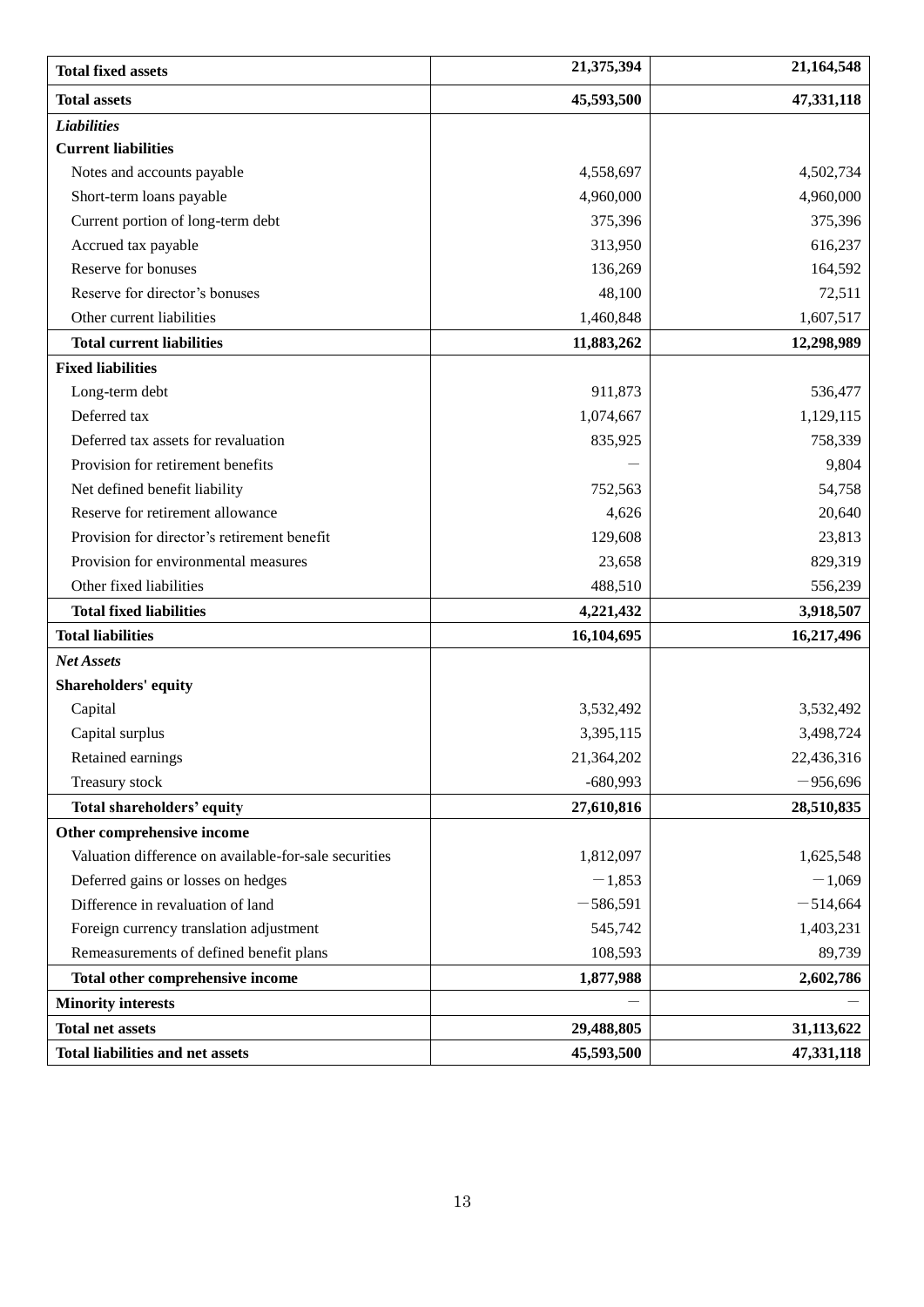| | | |
|---|---|---|
| **Total fixed assets** | **21,375,394** | **21,164,548** |
| **Total assets** | **45,593,500** | **47,331,118** |
| ***Liabilities*** | | |
| **Current liabilities** | | |
| Notes and accounts payable | 4,558,697 | 4,502,734 |
| Short-term loans payable | 4,960,000 | 4,960,000 |
| Current portion of long-term debt | 375,396 | 375,396 |
| Accrued tax payable | 313,950 | 616,237 |
| Reserve for bonuses | 136,269 | 164,592 |
| Reserve for director’s bonuses | 48,100 | 72,511 |
| Other current liabilities | 1,460,848 | 1,607,517 |
| **Total current liabilities** | **11,883,262** | **12,298,989** |
| **Fixed liabilities** | | |
| Long-term debt | 911,873 | 536,477 |
| Deferred tax | 1,074,667 | 1,129,115 |
| Deferred tax assets for revaluation | 835,925 | 758,339 |
| Provision for retirement benefits | — | 9,804 |
| Net defined benefit liability | 752,563 | 54,758 |
| Reserve for retirement allowance | 4,626 | 20,640 |
| Provision for director’s retirement benefit | 129,608 | 23,813 |
| Provision for environmental measures | 23,658 | 829,319 |
| Other fixed liabilities | 488,510 | 556,239 |
| **Total fixed liabilities** | **4,221,432** | **3,918,507** |
| **Total liabilities** | **16,104,695** | **16,217,496** |
| ***Net Assets*** | | |
| **Shareholders' equity** | | |
| Capital | 3,532,492 | 3,532,492 |
| Capital surplus | 3,395,115 | 3,498,724 |
| Retained earnings | 21,364,202 | 22,436,316 |
| Treasury stock | -680,993 | −956,696 |
| **Total shareholders’ equity** | **27,610,816** | **28,510,835** |
| **Other comprehensive income** | | |
| Valuation difference on available-for-sale securities | 1,812,097 | 1,625,548 |
| Deferred gains or losses on hedges | −1,853 | −1,069 |
| Difference in revaluation of land | −586,591 | −514,664 |
| Foreign currency translation adjustment | 545,742 | 1,403,231 |
| Remeasurements of defined benefit plans | 108,593 | 89,739 |
| **Total other comprehensive income** | **1,877,988** | **2,602,786** |
| **Minority interests** | — | — |
| **Total net assets** | **29,488,805** | **31,113,622** |
| **Total liabilities and net assets** | **45,593,500** | **47,331,118** |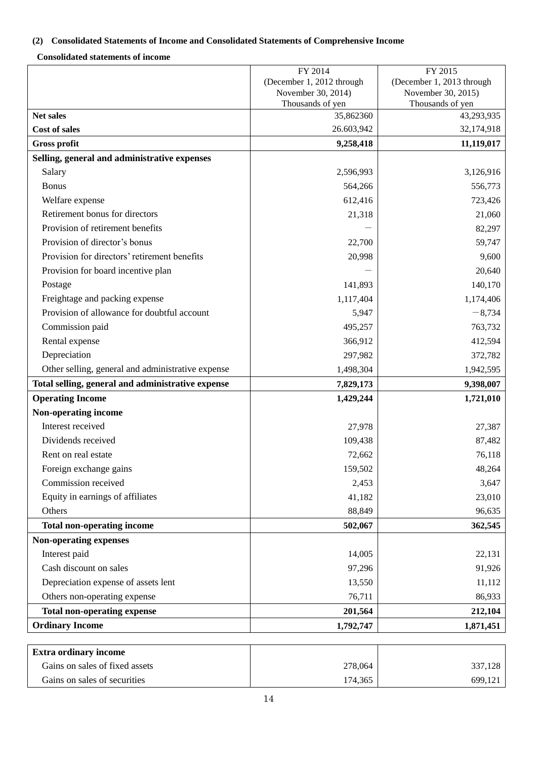### (2) Consolidated Statements of Income and Consolidated Statements of Comprehensive Income

#### Consolidated statements of income

| | FY 2014 (December 1, 2012 through November 30, 2014) Thousands of yen | FY 2015 (December 1, 2013 through November 30, 2015) Thousands of yen |
|---|---|---|
| **Net sales** | 35,862360 | 43,293,935 |
| **Cost of sales** | 26.603,942 | 32,174,918 |
| **Gross profit** | **9,258,418** | **11,119,017** |
| **Selling, general and administrative expenses** | | |
| Salary | 2,596,993 | 3,126,916 |
| Bonus | 564,266 | 556,773 |
| Welfare expense | 612,416 | 723,426 |
| Retirement bonus for directors | 21,318 | 21,060 |
| Provision of retirement benefits | ― | 82,297 |
| Provision of director's bonus | 22,700 | 59,747 |
| Provision for directors' retirement benefits | 20,998 | 9,600 |
| Provision for board incentive plan | ― | 20,640 |
| Postage | 141,893 | 140,170 |
| Freightage and packing expense | 1,117,404 | 1,174,406 |
| Provision of allowance for doubtful account | 5,947 | −8,734 |
| Commission paid | 495,257 | 763,732 |
| Rental expense | 366,912 | 412,594 |
| Depreciation | 297,982 | 372,782 |
| Other selling, general and administrative expense | 1,498,304 | 1,942,595 |
| **Total selling, general and administrative expense** | **7,829,173** | **9,398,007** |
| **Operating Income** | **1,429,244** | **1,721,010** |
| **Non-operating income** | | |
| Interest received | 27,978 | 27,387 |
| Dividends received | 109,438 | 87,482 |
| Rent on real estate | 72,662 | 76,118 |
| Foreign exchange gains | 159,502 | 48,264 |
| Commission received | 2,453 | 3,647 |
| Equity in earnings of affiliates | 41,182 | 23,010 |
| Others | 88,849 | 96,635 |
| **Total non-operating income** | **502,067** | **362,545** |
| **Non-operating expenses** | | |
| Interest paid | 14,005 | 22,131 |
| Cash discount on sales | 97,296 | 91,926 |
| Depreciation expense of assets lent | 13,550 | 11,112 |
| Others non-operating expense | 76,711 | 86,933 |
| **Total non-operating expense** | **201,564** | **212,104** |
| **Ordinary Income** | **1,792,747** | **1,871,451** |
| **Extra ordinary income** | | |
| Gains on sales of fixed assets | 278,064 | 337,128 |
| Gains on sales of securities | 174,365 | 699,121 |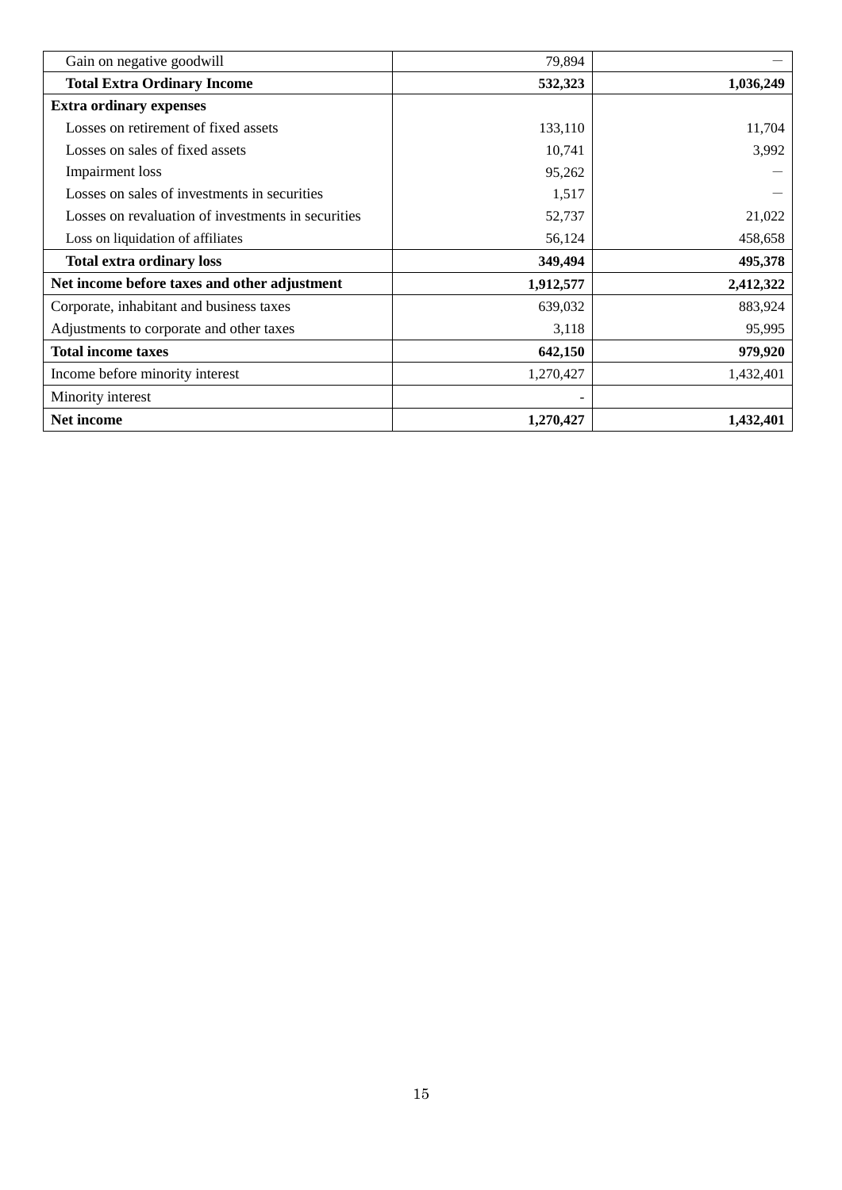| | | |
|---|---|---|
| Gain on negative goodwill | 79,894 | — |
| **Total Extra Ordinary Income** | **532,323** | **1,036,249** |
| **Extra ordinary expenses** | | |
| Losses on retirement of fixed assets | 133,110 | 11,704 |
| Losses on sales of fixed assets | 10,741 | 3,992 |
| Impairment loss | 95,262 | — |
| Losses on sales of investments in securities | 1,517 | — |
| Losses on revaluation of investments in securities | 52,737 | 21,022 |
| Loss on liquidation of affiliates | 56,124 | 458,658 |
| **Total extra ordinary loss** | **349,494** | **495,378** |
| **Net income before taxes and other adjustment** | **1,912,577** | **2,412,322** |
| Corporate, inhabitant and business taxes | 639,032 | 883,924 |
| Adjustments to corporate and other taxes | 3,118 | 95,995 |
| **Total income taxes** | **642,150** | **979,920** |
| Income before minority interest | 1,270,427 | 1,432,401 |
| Minority interest | - | |
| **Net income** | **1,270,427** | **1,432,401** |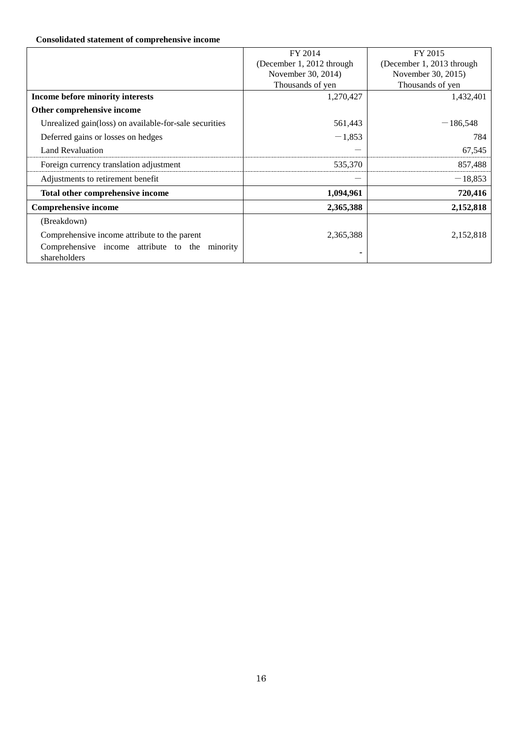**Consolidated statement of comprehensive income**

| | FY 2014 (December 1, 2012 through November 30, 2014) Thousands of yen | FY 2015 (December 1, 2013 through November 30, 2015) Thousands of yen |
|---|---|---|
| **Income before minority interests** | 1,270,427 | 1,432,401 |
| **Other comprehensive income** | | |
| Unrealized gain(loss) on available-for-sale securities | 561,443 | －186,548 |
| Deferred gains or losses on hedges | －1,853 | 784 |
| Land Revaluation | ― | 67,545 |
| Foreign currency translation adjustment | 535,370 | 857,488 |
| Adjustments to retirement benefit | ― | －18,853 |
| **Total other comprehensive income** | **1,094,961** | **720,416** |
| **Comprehensive income** | **2,365,388** | **2,152,818** |
| (Breakdown) | | |
| Comprehensive income attribute to the parent | 2,365,388 | 2,152,818 |
| Comprehensive income attribute to the minority shareholders | - | |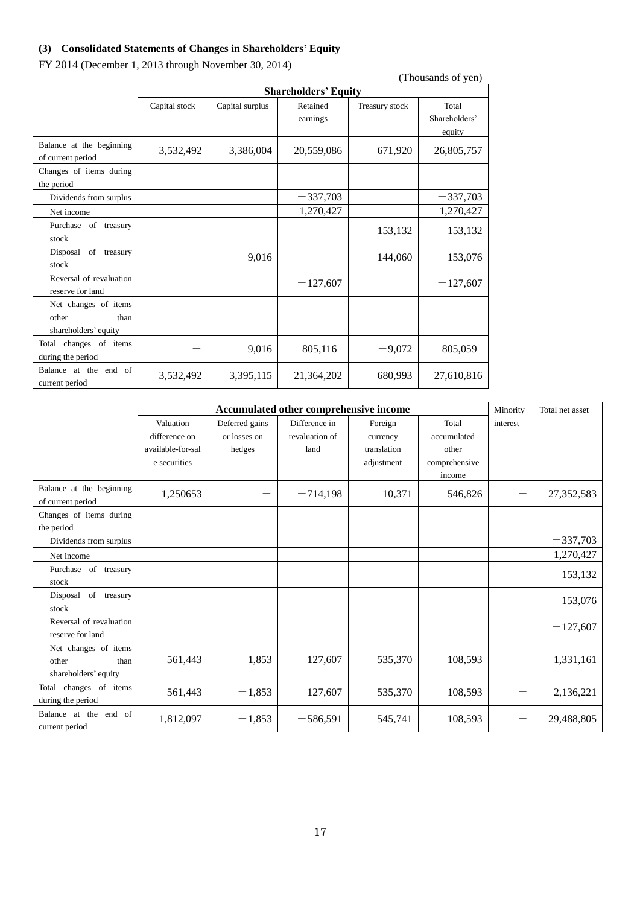### (3) Consolidated Statements of Changes in Shareholders' Equity

FY 2014 (December 1, 2013 through November 30, 2014)

(Thousands of yen)

| | Shareholders' Equity | | | | |
|---|---|---|---|---|---|
| | Capital stock | Capital surplus | Retained earnings | Treasury stock | Total Shareholders' equity |
| Balance at the beginning of current period | 3,532,492 | 3,386,004 | 20,559,086 | −671,920 | 26,805,757 |
| Changes of items during the period | | | | | |
| Dividends from surplus | | | −337,703 | | −337,703 |
| Net income | | | 1,270,427 | | 1,270,427 |
| Purchase of treasury stock | | | | −153,132 | −153,132 |
| Disposal of treasury stock | | 9,016 | | 144,060 | 153,076 |
| Reversal of revaluation reserve for land | | | −127,607 | | −127,607 |
| Net changes of items other than shareholders' equity | | | | | |
| Total changes of items during the period | － | 9,016 | 805,116 | −9,072 | 805,059 |
| Balance at the end of current period | 3,532,492 | 3,395,115 | 21,364,202 | −680,993 | 27,610,816 |

| | Accumulated other comprehensive income | | | | | Minority interest | Total net asset |
|---|---|---|---|---|---|---|---|
| | Valuation difference on available-for-sale securities | Deferred gains or losses on hedges | Difference in revaluation of land | Foreign currency translation adjustment | Total accumulated other comprehensive income | | |
| Balance at the beginning of current period | 1,250653 | － | −714,198 | 10,371 | 546,826 | － | 27,352,583 |
| Changes of items during the period | | | | | | | |
| Dividends from surplus | | | | | | | −337,703 |
| Net income | | | | | | | 1,270,427 |
| Purchase of treasury stock | | | | | | | −153,132 |
| Disposal of treasury stock | | | | | | | 153,076 |
| Reversal of revaluation reserve for land | | | | | | | −127,607 |
| Net changes of items other than shareholders' equity | 561,443 | −1,853 | 127,607 | 535,370 | 108,593 | － | 1,331,161 |
| Total changes of items during the period | 561,443 | −1,853 | 127,607 | 535,370 | 108,593 | － | 2,136,221 |
| Balance at the end of current period | 1,812,097 | −1,853 | −586,591 | 545,741 | 108,593 | － | 29,488,805 |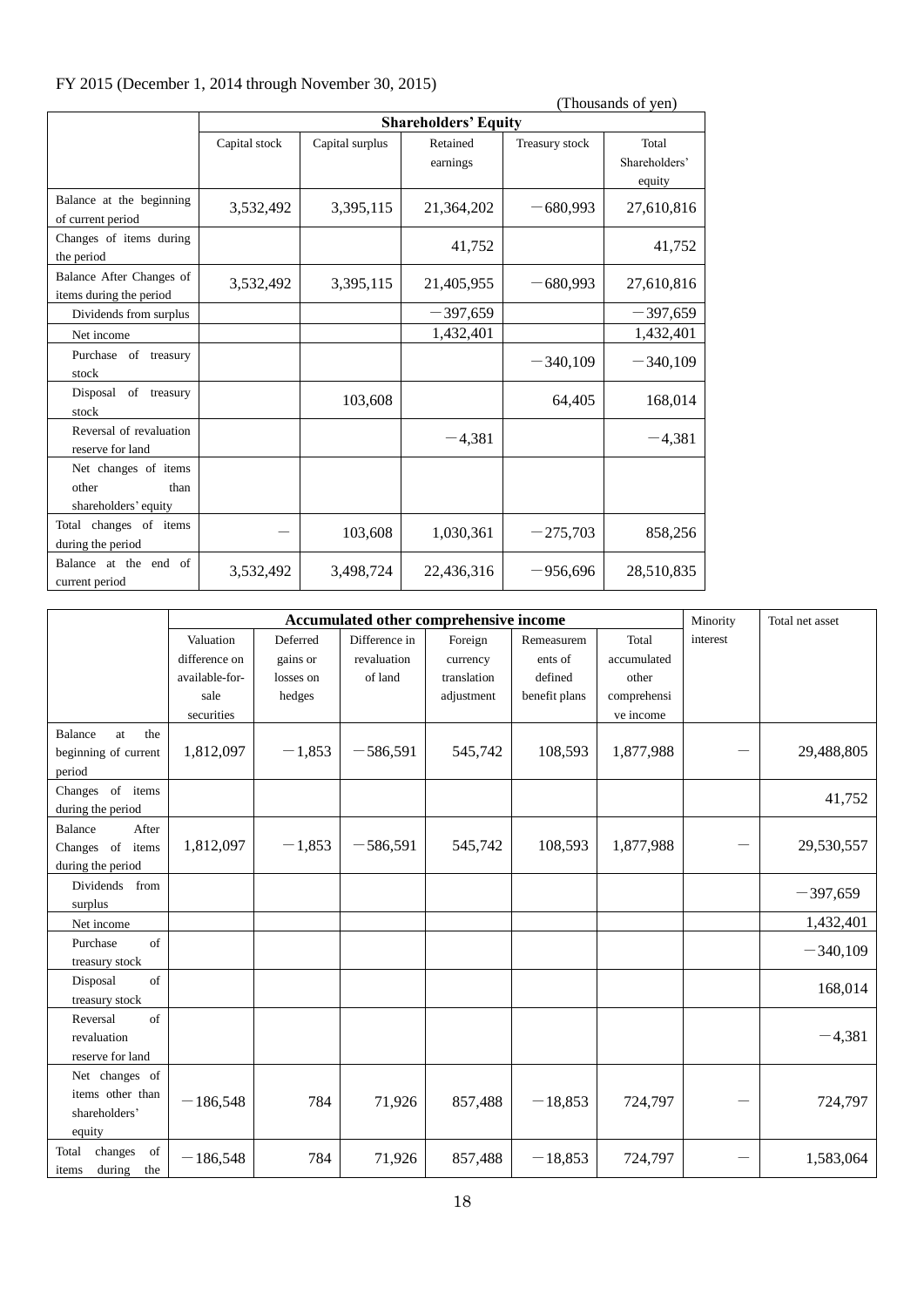FY 2015 (December 1, 2014 through November 30, 2015)

(Thousands of yen)

| | Shareholders' Equity | | | | |
|---|---|---|---|---|---|
| | Capital stock | Capital surplus | Retained earnings | Treasury stock | Total Shareholders' equity |
| Balance at the beginning of current period | 3,532,492 | 3,395,115 | 21,364,202 | −680,993 | 27,610,816 |
| Changes of items during the period | | | 41,752 | | 41,752 |
| Balance After Changes of items during the period | 3,532,492 | 3,395,115 | 21,405,955 | −680,993 | 27,610,816 |
| Dividends from surplus | | | −397,659 | | −397,659 |
| Net income | | | 1,432,401 | | 1,432,401 |
| Purchase of treasury stock | | | | −340,109 | −340,109 |
| Disposal of treasury stock | | 103,608 | | 64,405 | 168,014 |
| Reversal of revaluation reserve for land | | | −4,381 | | −4,381 |
| Net changes of items other than shareholders' equity | | | | | |
| Total changes of items during the period | − | 103,608 | 1,030,361 | −275,703 | 858,256 |
| Balance at the end of current period | 3,532,492 | 3,498,724 | 22,436,316 | −956,696 | 28,510,835 |

| | Accumulated other comprehensive income | | | | | | Minority interest | Total net asset |
|---|---|---|---|---|---|---|---|---|
| | Valuation difference on available-for-sale securities | Deferred gains or losses on hedges | Difference in revaluation of land | Foreign currency translation adjustment | Remeasurements of defined benefit plans | Total accumulated other comprehensive income | | |
| Balance at the beginning of current period | 1,812,097 | −1,853 | −586,591 | 545,742 | 108,593 | 1,877,988 | − | 29,488,805 |
| Changes of items during the period | | | | | | | | 41,752 |
| Balance After Changes of items during the period | 1,812,097 | −1,853 | −586,591 | 545,742 | 108,593 | 1,877,988 | − | 29,530,557 |
| Dividends from surplus | | | | | | | | −397,659 |
| Net income | | | | | | | | 1,432,401 |
| Purchase of treasury stock | | | | | | | | −340,109 |
| Disposal of treasury stock | | | | | | | | 168,014 |
| Reversal of revaluation reserve for land | | | | | | | | −4,381 |
| Net changes of items other than shareholders' equity | −186,548 | 784 | 71,926 | 857,488 | −18,853 | 724,797 | − | 724,797 |
| Total changes of items during the | −186,548 | 784 | 71,926 | 857,488 | −18,853 | 724,797 | − | 1,583,064 |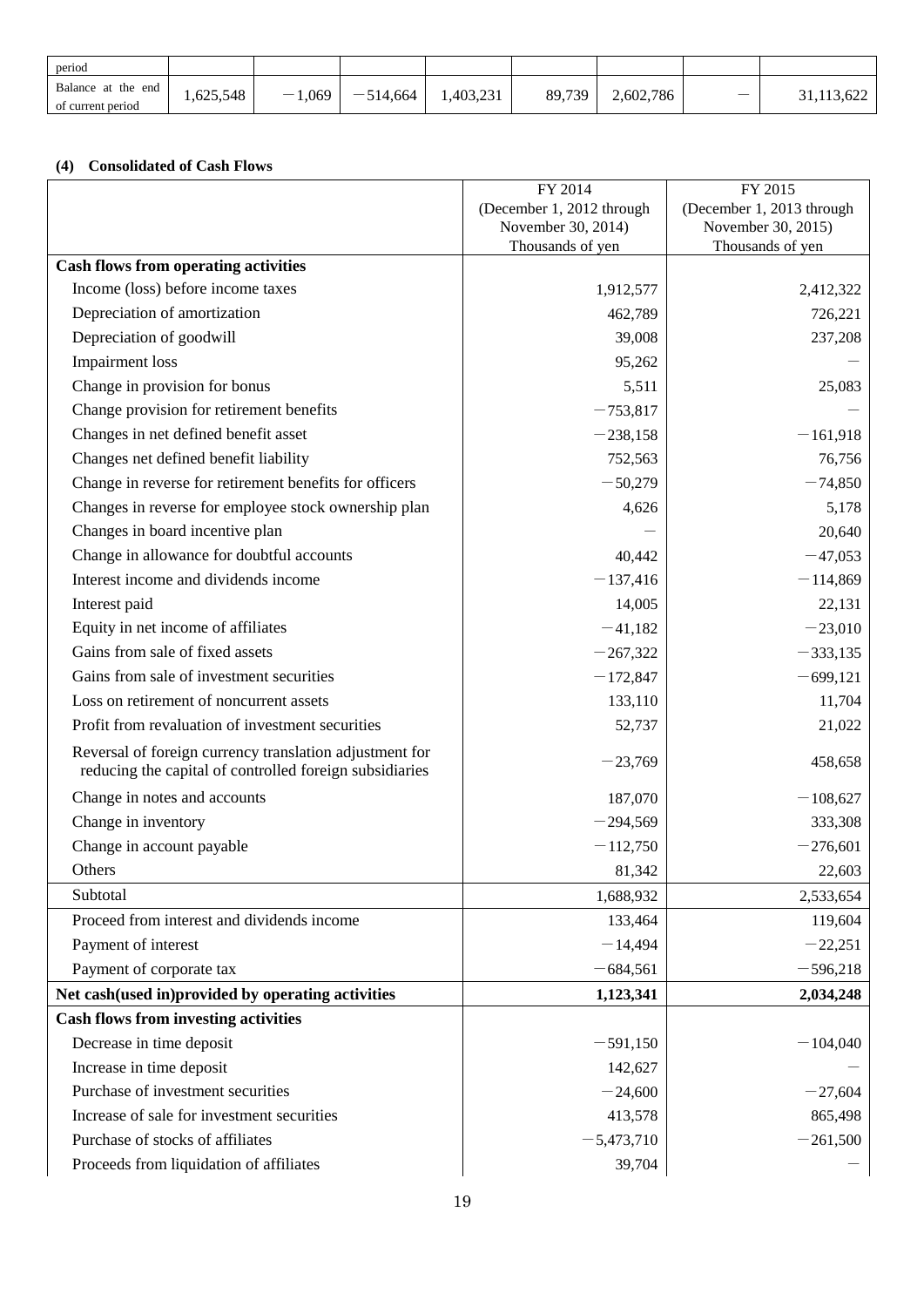| period | | | | | | | | |
|---|---|---|---|---|---|---|---|---|
| Balance at the end of current period | 1,625,548 | －1,069 | －514,664 | 1,403,231 | 89,739 | 2,602,786 | ― | 31,113,622 |

### (4) Consolidated of Cash Flows

| | FY 2014 (December 1, 2012 through November 30, 2014) Thousands of yen | FY 2015 (December 1, 2013 through November 30, 2015) Thousands of yen |
|---|---|---|
| **Cash flows from operating activities** | | |
| Income (loss) before income taxes | 1,912,577 | 2,412,322 |
| Depreciation of amortization | 462,789 | 726,221 |
| Depreciation of goodwill | 39,008 | 237,208 |
| Impairment loss | 95,262 | ― |
| Change in provision for bonus | 5,511 | 25,083 |
| Change provision for retirement benefits | －753,817 | ― |
| Changes in net defined benefit asset | －238,158 | －161,918 |
| Changes net defined benefit liability | 752,563 | 76,756 |
| Change in reverse for retirement benefits for officers | －50,279 | －74,850 |
| Changes in reverse for employee stock ownership plan | 4,626 | 5,178 |
| Changes in board incentive plan | ― | 20,640 |
| Change in allowance for doubtful accounts | 40,442 | －47,053 |
| Interest income and dividends income | －137,416 | －114,869 |
| Interest paid | 14,005 | 22,131 |
| Equity in net income of affiliates | －41,182 | －23,010 |
| Gains from sale of fixed assets | －267,322 | －333,135 |
| Gains from sale of investment securities | －172,847 | －699,121 |
| Loss on retirement of noncurrent assets | 133,110 | 11,704 |
| Profit from revaluation of investment securities | 52,737 | 21,022 |
| Reversal of foreign currency translation adjustment for reducing the capital of controlled foreign subsidiaries | －23,769 | 458,658 |
| Change in notes and accounts | 187,070 | －108,627 |
| Change in inventory | －294,569 | 333,308 |
| Change in account payable | －112,750 | －276,601 |
| Others | 81,342 | 22,603 |
| Subtotal | 1,688,932 | 2,533,654 |
| Proceed from interest and dividends income | 133,464 | 119,604 |
| Payment of interest | －14,494 | －22,251 |
| Payment of corporate tax | －684,561 | －596,218 |
| **Net cash(used in)provided by operating activities** | **1,123,341** | **2,034,248** |
| **Cash flows from investing activities** | | |
| Decrease in time deposit | －591,150 | －104,040 |
| Increase in time deposit | 142,627 | ― |
| Purchase of investment securities | －24,600 | －27,604 |
| Increase of sale for investment securities | 413,578 | 865,498 |
| Purchase of stocks of affiliates | －5,473,710 | －261,500 |
| Proceeds from liquidation of affiliates | 39,704 | ― |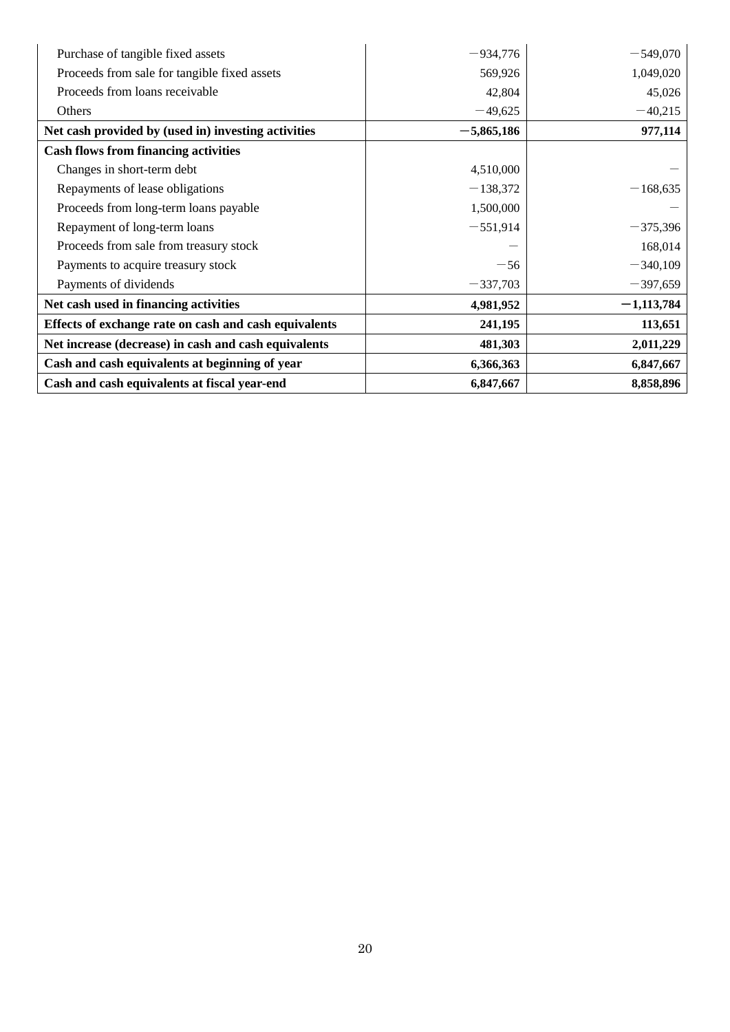| | | |
|---|---|---|
| Purchase of tangible fixed assets | −934,776 | −549,070 |
| Proceeds from sale for tangible fixed assets | 569,926 | 1,049,020 |
| Proceeds from loans receivable | 42,804 | 45,026 |
| Others | −49,625 | −40,215 |
| **Net cash provided by (used in) investing activities** | **−5,865,186** | **977,114** |
| **Cash flows from financing activities** | | |
| Changes in short-term debt | 4,510,000 | − |
| Repayments of lease obligations | −138,372 | −168,635 |
| Proceeds from long-term loans payable | 1,500,000 | − |
| Repayment of long-term loans | −551,914 | −375,396 |
| Proceeds from sale from treasury stock | − | 168,014 |
| Payments to acquire treasury stock | −56 | −340,109 |
| Payments of dividends | −337,703 | −397,659 |
| **Net cash used in financing activities** | **4,981,952** | **−1,113,784** |
| **Effects of exchange rate on cash and cash equivalents** | **241,195** | **113,651** |
| **Net increase (decrease) in cash and cash equivalents** | **481,303** | **2,011,229** |
| **Cash and cash equivalents at beginning of year** | **6,366,363** | **6,847,667** |
| **Cash and cash equivalents at fiscal year-end** | **6,847,667** | **8,858,896** |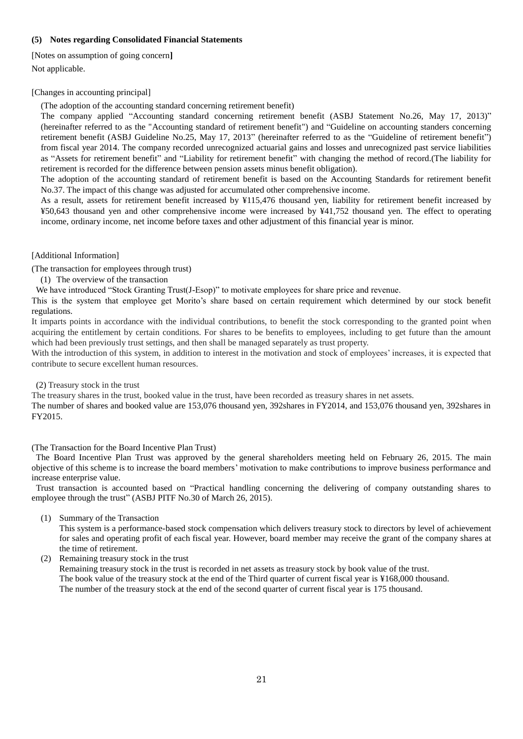### (5) Notes regarding Consolidated Financial Statements

[Notes on assumption of going concern]

Not applicable.

[Changes in accounting principal]

(The adoption of the accounting standard concerning retirement benefit)

The company applied "Accounting standard concerning retirement benefit (ASBJ Statement No.26, May 17, 2013)" (hereinafter referred to as the "Accounting standard of retirement benefit") and "Guideline on accounting standers concerning retirement benefit (ASBJ Guideline No.25, May 17, 2013" (hereinafter referred to as the "Guideline of retirement benefit") from fiscal year 2014. The company recorded unrecognized actuarial gains and losses and unrecognized past service liabilities as "Assets for retirement benefit" and "Liability for retirement benefit" with changing the method of record.(The liability for retirement is recorded for the difference between pension assets minus benefit obligation).

The adoption of the accounting standard of retirement benefit is based on the Accounting Standards for retirement benefit No.37. The impact of this change was adjusted for accumulated other comprehensive income.

As a result, assets for retirement benefit increased by ¥115,476 thousand yen, liability for retirement benefit increased by ¥50,643 thousand yen and other comprehensive income were increased by ¥41,752 thousand yen. The effect to operating income, ordinary income, net income before taxes and other adjustment of this financial year is minor.

[Additional Information]

(The transaction for employees through trust)

(1) The overview of the transaction

We have introduced "Stock Granting Trust(J-Esop)" to motivate employees for share price and revenue.

This is the system that employee get Morito's share based on certain requirement which determined by our stock benefit regulations.

It imparts points in accordance with the individual contributions, to benefit the stock corresponding to the granted point when acquiring the entitlement by certain conditions. For shares to be benefits to employees, including to get future than the amount which had been previously trust settings, and then shall be managed separately as trust property.

With the introduction of this system, in addition to interest in the motivation and stock of employees' increases, it is expected that contribute to secure excellent human resources.

(2) Treasury stock in the trust

The treasury shares in the trust, booked value in the trust, have been recorded as treasury shares in net assets.

The number of shares and booked value are 153,076 thousand yen, 392shares in FY2014, and 153,076 thousand yen, 392shares in FY2015.

(The Transaction for the Board Incentive Plan Trust)

The Board Incentive Plan Trust was approved by the general shareholders meeting held on February 26, 2015. The main objective of this scheme is to increase the board members' motivation to make contributions to improve business performance and increase enterprise value.

Trust transaction is accounted based on "Practical handling concerning the delivering of company outstanding shares to employee through the trust" (ASBJ PITF No.30 of March 26, 2015).

(1) Summary of the Transaction

This system is a performance-based stock compensation which delivers treasury stock to directors by level of achievement for sales and operating profit of each fiscal year. However, board member may receive the grant of the company shares at the time of retirement.

(2) Remaining treasury stock in the trust

Remaining treasury stock in the trust is recorded in net assets as treasury stock by book value of the trust.

The book value of the treasury stock at the end of the Third quarter of current fiscal year is ¥168,000 thousand.

The number of the treasury stock at the end of the second quarter of current fiscal year is 175 thousand.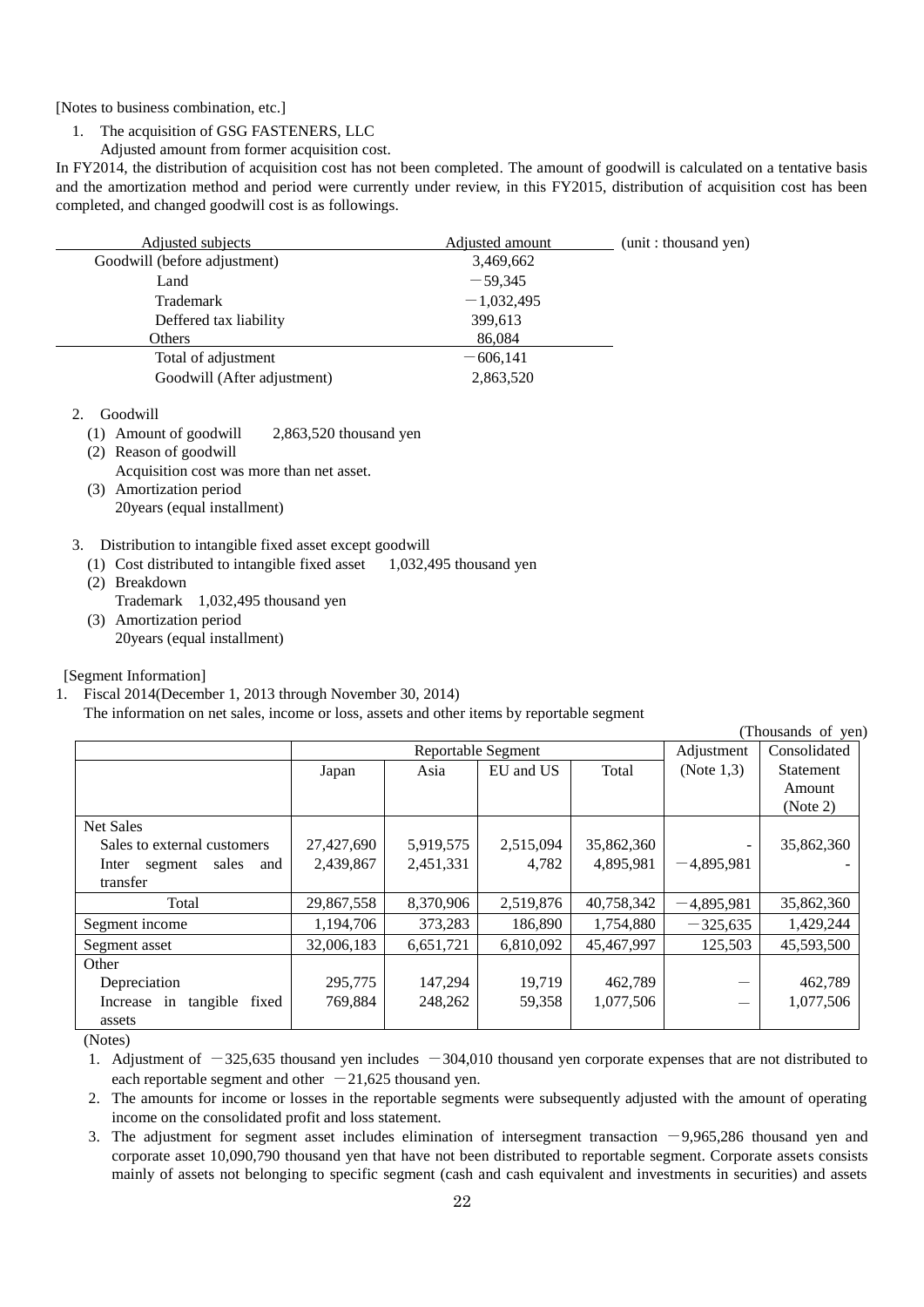[Notes to business combination, etc.]

1. The acquisition of GSG FASTENERS, LLC
   Adjusted amount from former acquisition cost.

In FY2014, the distribution of acquisition cost has not been completed. The amount of goodwill is calculated on a tentative basis and the amortization method and period were currently under review, in this FY2015, distribution of acquisition cost has been completed, and changed goodwill cost is as followings.

(unit : thousand yen)

| Adjusted subjects | Adjusted amount |
|---|---|
| Goodwill (before adjustment) | 3,469,662 |
| Land | −59,345 |
| Trademark | −1,032,495 |
| Deffered tax liability | 399,613 |
| Others | 86,084 |
| Total of adjustment | −606,141 |
| Goodwill (After adjustment) | 2,863,520 |

2. Goodwill
   (1) Amount of goodwill 2,863,520 thousand yen
   (2) Reason of goodwill
       Acquisition cost was more than net asset.
   (3) Amortization period
       20years (equal installment)

3. Distribution to intangible fixed asset except goodwill
   (1) Cost distributed to intangible fixed asset 1,032,495 thousand yen
   (2) Breakdown
       Trademark 1,032,495 thousand yen
   (3) Amortization period
       20years (equal installment)

[Segment Information]

1. Fiscal 2014(December 1, 2013 through November 30, 2014)
   The information on net sales, income or loss, assets and other items by reportable segment

(Thousands of yen)

| | Reportable Segment | | | | Adjustment (Note 1,3) | Consolidated Statement Amount (Note 2) |
|---|---|---|---|---|---|---|
| | Japan | Asia | EU and US | Total | | |
| Net Sales | | | | | | |
| Sales to external customers | 27,427,690 | 5,919,575 | 2,515,094 | 35,862,360 | - | 35,862,360 |
| Inter segment sales and transfer | 2,439,867 | 2,451,331 | 4,782 | 4,895,981 | −4,895,981 | - |
| Total | 29,867,558 | 8,370,906 | 2,519,876 | 40,758,342 | −4,895,981 | 35,862,360 |
| Segment income | 1,194,706 | 373,283 | 186,890 | 1,754,880 | −325,635 | 1,429,244 |
| Segment asset | 32,006,183 | 6,651,721 | 6,810,092 | 45,467,997 | 125,503 | 45,593,500 |
| Other | | | | | | |
| Depreciation | 295,775 | 147,294 | 19,719 | 462,789 | — | 462,789 |
| Increase in tangible fixed assets | 769,884 | 248,262 | 59,358 | 1,077,506 | — | 1,077,506 |

(Notes)

1. Adjustment of −325,635 thousand yen includes −304,010 thousand yen corporate expenses that are not distributed to each reportable segment and other −21,625 thousand yen.
2. The amounts for income or losses in the reportable segments were subsequently adjusted with the amount of operating income on the consolidated profit and loss statement.
3. The adjustment for segment asset includes elimination of intersegment transaction −9,965,286 thousand yen and corporate asset 10,090,790 thousand yen that have not been distributed to reportable segment. Corporate assets consists mainly of assets not belonging to specific segment (cash and cash equivalent and investments in securities) and assets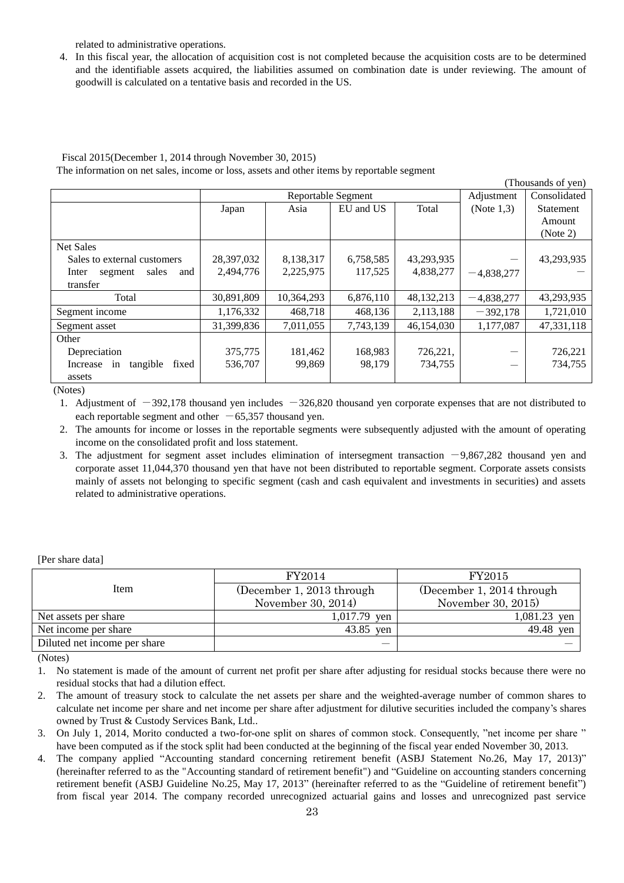related to administrative operations.

4. In this fiscal year, the allocation of acquisition cost is not completed because the acquisition costs are to be determined and the identifiable assets acquired, the liabilities assumed on combination date is under reviewing. The amount of goodwill is calculated on a tentative basis and recorded in the US.

Fiscal 2015(December 1, 2014 through November 30, 2015)

The information on net sales, income or loss, assets and other items by reportable segment

(Thousands of yen)

| | Reportable Segment | | | | Adjustment (Note 1,3) | Consolidated Statement Amount (Note 2) |
|---|---|---|---|---|---|---|
| | Japan | Asia | EU and US | Total | | |
| Net Sales | | | | | | |
| Sales to external customers | 28,397,032 | 8,138,317 | 6,758,585 | 43,293,935 | — | 43,293,935 |
| Inter segment sales and transfer | 2,494,776 | 2,225,975 | 117,525 | 4,838,277 | −4,838,277 | — |
| Total | 30,891,809 | 10,364,293 | 6,876,110 | 48,132,213 | −4,838,277 | 43,293,935 |
| Segment income | 1,176,332 | 468,718 | 468,136 | 2,113,188 | −392,178 | 1,721,010 |
| Segment asset | 31,399,836 | 7,011,055 | 7,743,139 | 46,154,030 | 1,177,087 | 47,331,118 |
| Other | | | | | | |
| Depreciation | 375,775 | 181,462 | 168,983 | 726,221, | — | 726,221 |
| Increase in tangible fixed assets | 536,707 | 99,869 | 98,179 | 734,755 | — | 734,755 |

(Notes)

1. Adjustment of −392,178 thousand yen includes −326,820 thousand yen corporate expenses that are not distributed to each reportable segment and other −65,357 thousand yen.
2. The amounts for income or losses in the reportable segments were subsequently adjusted with the amount of operating income on the consolidated profit and loss statement.
3. The adjustment for segment asset includes elimination of intersegment transaction −9,867,282 thousand yen and corporate asset 11,044,370 thousand yen that have not been distributed to reportable segment. Corporate assets consists mainly of assets not belonging to specific segment (cash and cash equivalent and investments in securities) and assets related to administrative operations.

[Per share data]

| Item | FY2014 (December 1, 2013 through November 30, 2014) | FY2015 (December 1, 2014 through November 30, 2015) |
|---|---|---|
| Net assets per share | 1,017.79 yen | 1,081.23 yen |
| Net income per share | 43.85 yen | 49.48 yen |
| Diluted net income per share | — | — |

(Notes)

1. No statement is made of the amount of current net profit per share after adjusting for residual stocks because there were no residual stocks that had a dilution effect.
2. The amount of treasury stock to calculate the net assets per share and the weighted-average number of common shares to calculate net income per share and net income per share after adjustment for dilutive securities included the company's shares owned by Trust & Custody Services Bank, Ltd..
3. On July 1, 2014, Morito conducted a two-for-one split on shares of common stock. Consequently, "net income per share " have been computed as if the stock split had been conducted at the beginning of the fiscal year ended November 30, 2013.
4. The company applied "Accounting standard concerning retirement benefit (ASBJ Statement No.26, May 17, 2013)" (hereinafter referred to as the "Accounting standard of retirement benefit") and "Guideline on accounting standers concerning retirement benefit (ASBJ Guideline No.25, May 17, 2013" (hereinafter referred to as the "Guideline of retirement benefit") from fiscal year 2014. The company recorded unrecognized actuarial gains and losses and unrecognized past service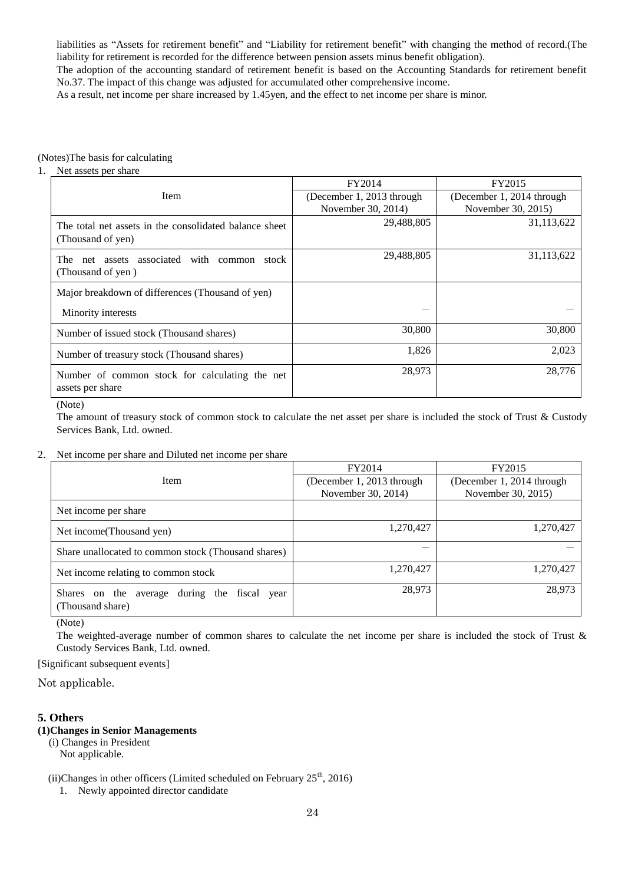liabilities as "Assets for retirement benefit" and "Liability for retirement benefit" with changing the method of record.(The liability for retirement is recorded for the difference between pension assets minus benefit obligation).

The adoption of the accounting standard of retirement benefit is based on the Accounting Standards for retirement benefit No.37. The impact of this change was adjusted for accumulated other comprehensive income.

As a result, net income per share increased by 1.45yen, and the effect to net income per share is minor.

(Notes)The basis for calculating

1. Net assets per share

| Item | FY2014 (December 1, 2013 through November 30, 2014) | FY2015 (December 1, 2014 through November 30, 2015) |
|---|---|---|
| The total net assets in the consolidated balance sheet (Thousand of yen) | 29,488,805 | 31,113,622 |
| The net assets associated with common stock (Thousand of yen ) | 29,488,805 | 31,113,622 |
| Major breakdown of differences (Thousand of yen) Minority interests | — | — |
| Number of issued stock (Thousand shares) | 30,800 | 30,800 |
| Number of treasury stock (Thousand shares) | 1,826 | 2,023 |
| Number of common stock for calculating the net assets per share | 28,973 | 28,776 |

(Note)

The amount of treasury stock of common stock to calculate the net asset per share is included the stock of Trust & Custody Services Bank, Ltd. owned.

2. Net income per share and Diluted net income per share

| Item | FY2014 (December 1, 2013 through November 30, 2014) | FY2015 (December 1, 2014 through November 30, 2015) |
|---|---|---|
| Net income per share | | |
| Net income(Thousand yen) | 1,270,427 | 1,270,427 |
| Share unallocated to common stock (Thousand shares) | — | — |
| Net income relating to common stock | 1,270,427 | 1,270,427 |
| Shares on the average during the fiscal year (Thousand share) | 28,973 | 28,973 |

(Note)

The weighted-average number of common shares to calculate the net income per share is included the stock of Trust & Custody Services Bank, Ltd. owned.

[Significant subsequent events]

Not applicable.

## 5. Others

### (1)Changes in Senior Managements

(i) Changes in President

Not applicable.

(ii)Changes in other officers (Limited scheduled on February 25th, 2016)

1. Newly appointed director candidate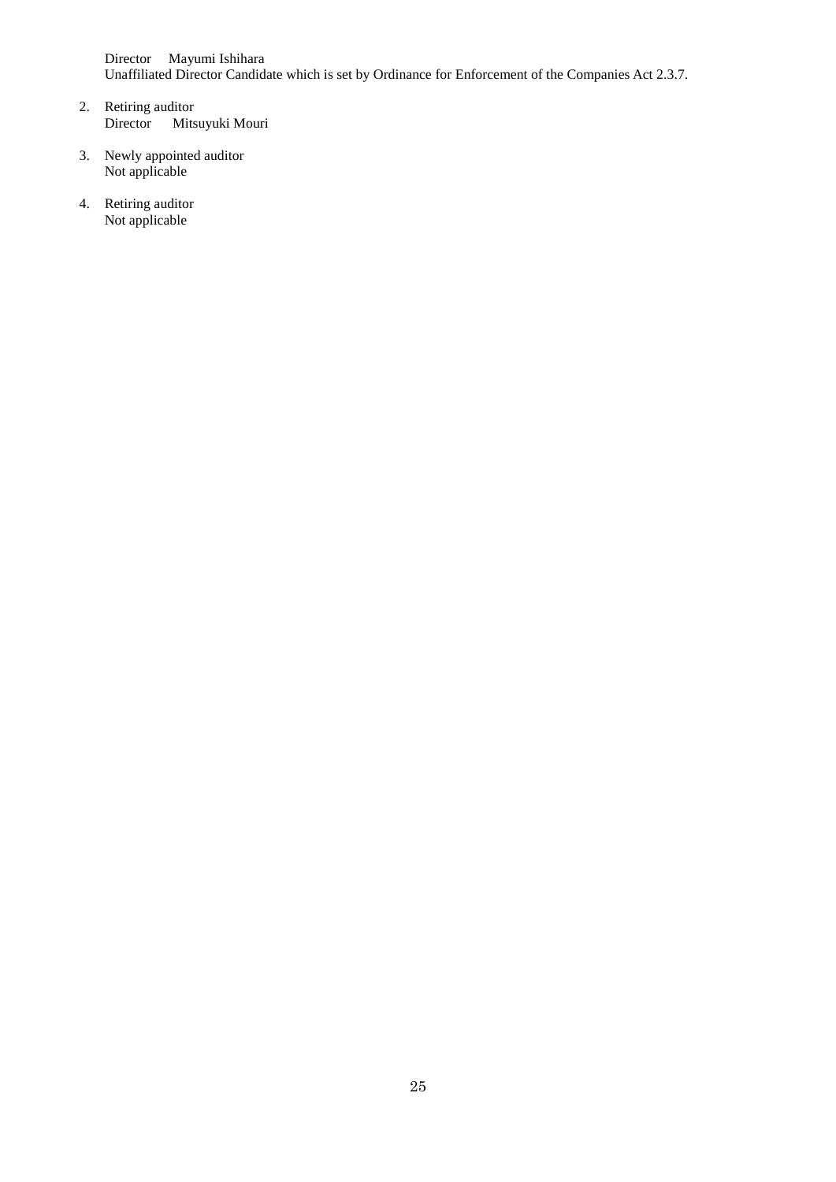Director　Mayumi Ishihara
Unaffiliated Director Candidate which is set by Ordinance for Enforcement of the Companies Act 2.3.7.

2. Retiring auditor
   Director　Mitsuyuki Mouri

3. Newly appointed auditor
   Not applicable

4. Retiring auditor
   Not applicable